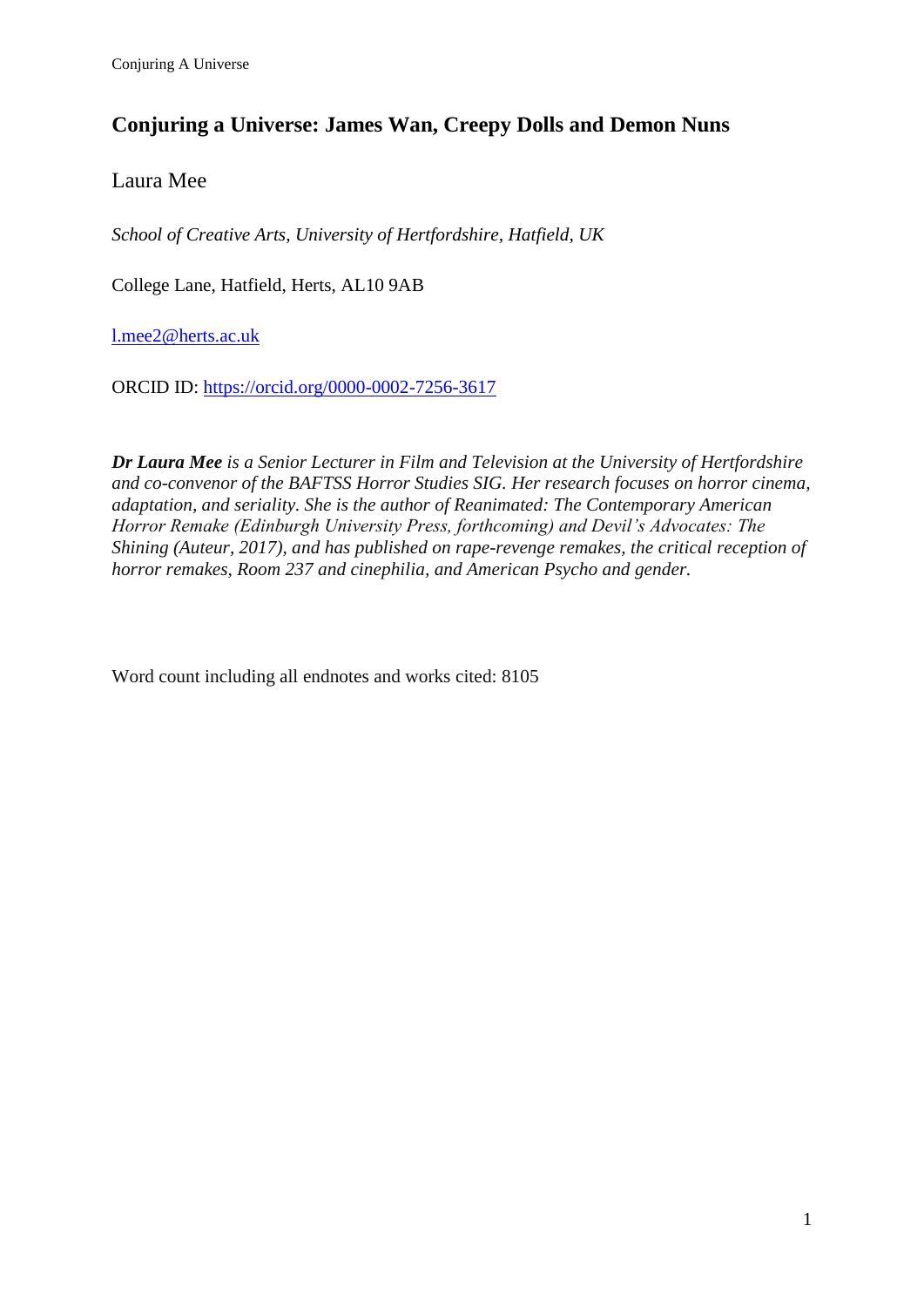# Conjuring a Universe: James Wan, Creepy Dolls and Demon Nuns

Laura Mee

*School of Creative Arts, University of Hertfordshire, Hatfield, UK*

College Lane, Hatfield, Herts, AL10 9AB

l.mee2@herts.ac.uk

ORCID ID: https://orcid.org/0000-0002-7256-3617

***Dr Laura Mee*** *is a Senior Lecturer in Film and Television at the University of Hertfordshire and co-convenor of the BAFTSS Horror Studies SIG. Her research focuses on horror cinema, adaptation, and seriality. She is the author of Reanimated: The Contemporary American Horror Remake (Edinburgh University Press, forthcoming) and Devil's Advocates: The Shining (Auteur, 2017), and has published on rape-revenge remakes, the critical reception of horror remakes, Room 237 and cinephilia, and American Psycho and gender.*

Word count including all endnotes and works cited: 8105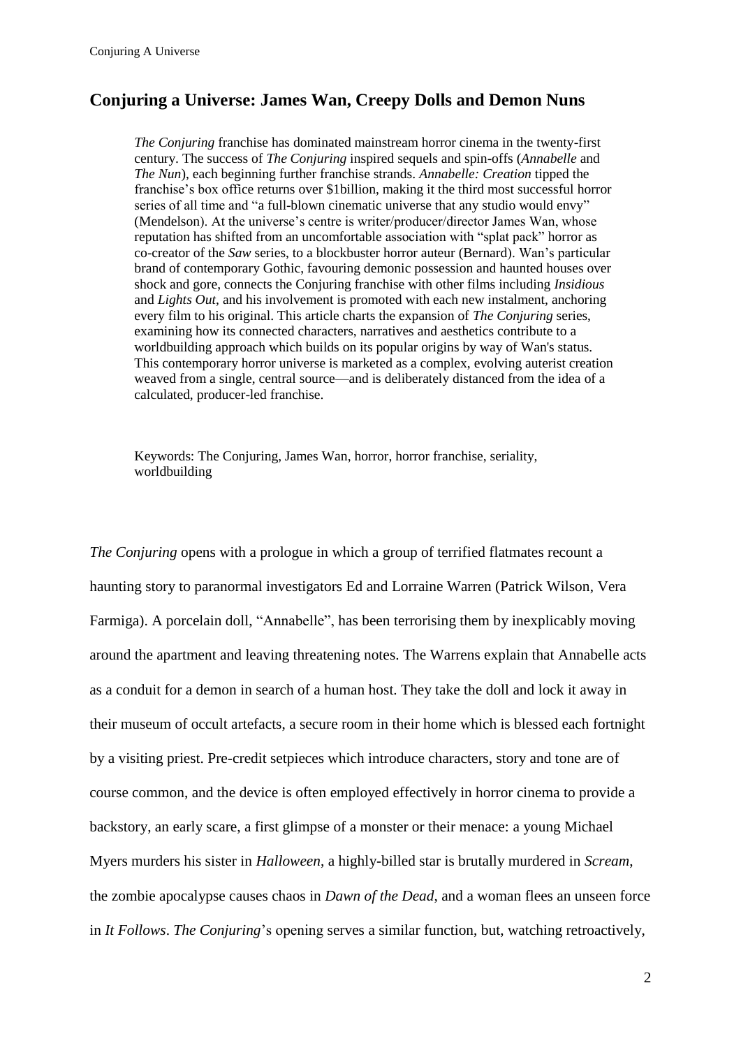## Conjuring a Universe: James Wan, Creepy Dolls and Demon Nuns

> *The Conjuring* franchise has dominated mainstream horror cinema in the twenty-first century. The success of *The Conjuring* inspired sequels and spin-offs (*Annabelle* and *The Nun*), each beginning further franchise strands. *Annabelle: Creation* tipped the franchise's box office returns over $1billion, making it the third most successful horror series of all time and "a full-blown cinematic universe that any studio would envy" (Mendelson). At the universe's centre is writer/producer/director James Wan, whose reputation has shifted from an uncomfortable association with "splat pack" horror as co-creator of the *Saw* series, to a blockbuster horror auteur (Bernard). Wan's particular brand of contemporary Gothic, favouring demonic possession and haunted houses over shock and gore, connects the Conjuring franchise with other films including *Insidious* and *Lights Out*, and his involvement is promoted with each new instalment, anchoring every film to his original. This article charts the expansion of *The Conjuring* series, examining how its connected characters, narratives and aesthetics contribute to a worldbuilding approach which builds on its popular origins by way of Wan's status. This contemporary horror universe is marketed as a complex, evolving auterist creation weaved from a single, central source—and is deliberately distanced from the idea of a calculated, producer-led franchise.
>
> Keywords: The Conjuring, James Wan, horror, horror franchise, seriality, worldbuilding

*The Conjuring* opens with a prologue in which a group of terrified flatmates recount a haunting story to paranormal investigators Ed and Lorraine Warren (Patrick Wilson, Vera Farmiga). A porcelain doll, "Annabelle", has been terrorising them by inexplicably moving around the apartment and leaving threatening notes. The Warrens explain that Annabelle acts as a conduit for a demon in search of a human host. They take the doll and lock it away in their museum of occult artefacts, a secure room in their home which is blessed each fortnight by a visiting priest. Pre-credit setpieces which introduce characters, story and tone are of course common, and the device is often employed effectively in horror cinema to provide a backstory, an early scare, a first glimpse of a monster or their menace: a young Michael Myers murders his sister in *Halloween*, a highly-billed star is brutally murdered in *Scream*, the zombie apocalypse causes chaos in *Dawn of the Dead*, and a woman flees an unseen force in *It Follows*. *The Conjuring*'s opening serves a similar function, but, watching retroactively,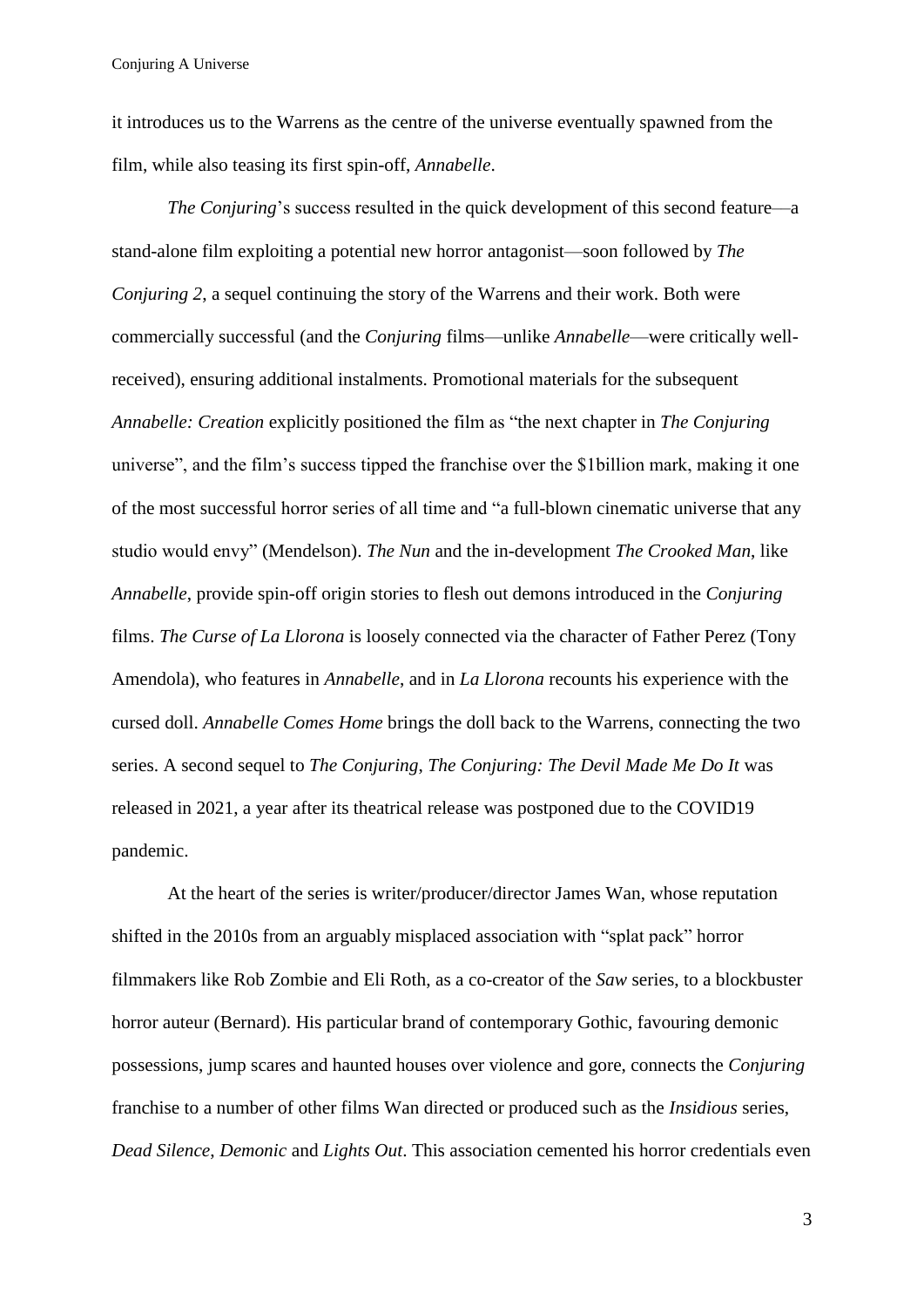it introduces us to the Warrens as the centre of the universe eventually spawned from the film, while also teasing its first spin-off, *Annabelle*.

*The Conjuring*'s success resulted in the quick development of this second feature—a stand-alone film exploiting a potential new horror antagonist—soon followed by *The Conjuring 2*, a sequel continuing the story of the Warrens and their work. Both were commercially successful (and the *Conjuring* films—unlike *Annabelle*—were critically well-received), ensuring additional instalments. Promotional materials for the subsequent *Annabelle: Creation* explicitly positioned the film as "the next chapter in *The Conjuring* universe", and the film's success tipped the franchise over the $1billion mark, making it one of the most successful horror series of all time and "a full-blown cinematic universe that any studio would envy" (Mendelson). *The Nun* and the in-development *The Crooked Man*, like *Annabelle*, provide spin-off origin stories to flesh out demons introduced in the *Conjuring* films. *The Curse of La Llorona* is loosely connected via the character of Father Perez (Tony Amendola), who features in *Annabelle*, and in *La Llorona* recounts his experience with the cursed doll. *Annabelle Comes Home* brings the doll back to the Warrens, connecting the two series. A second sequel to *The Conjuring*, *The Conjuring: The Devil Made Me Do It* was released in 2021, a year after its theatrical release was postponed due to the COVID19 pandemic.

At the heart of the series is writer/producer/director James Wan, whose reputation shifted in the 2010s from an arguably misplaced association with "splat pack" horror filmmakers like Rob Zombie and Eli Roth, as a co-creator of the *Saw* series, to a blockbuster horror auteur (Bernard). His particular brand of contemporary Gothic, favouring demonic possessions, jump scares and haunted houses over violence and gore, connects the *Conjuring* franchise to a number of other films Wan directed or produced such as the *Insidious* series, *Dead Silence*, *Demonic* and *Lights Out*. This association cemented his horror credentials even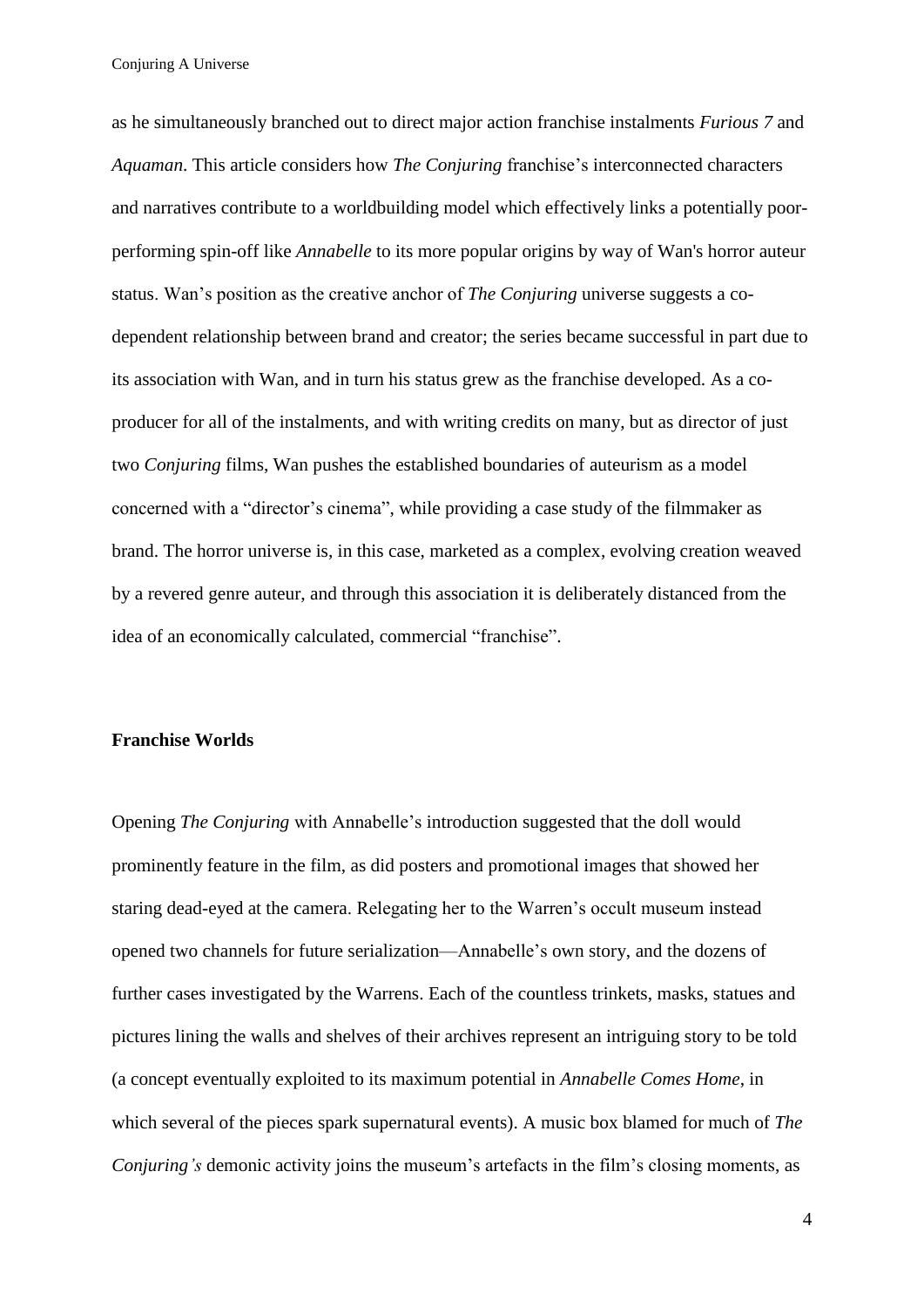as he simultaneously branched out to direct major action franchise instalments *Furious 7* and *Aquaman*. This article considers how *The Conjuring* franchise's interconnected characters and narratives contribute to a worldbuilding model which effectively links a potentially poor-performing spin-off like *Annabelle* to its more popular origins by way of Wan's horror auteur status. Wan's position as the creative anchor of *The Conjuring* universe suggests a co-dependent relationship between brand and creator; the series became successful in part due to its association with Wan, and in turn his status grew as the franchise developed. As a co-producer for all of the instalments, and with writing credits on many, but as director of just two *Conjuring* films, Wan pushes the established boundaries of auteurism as a model concerned with a "director's cinema", while providing a case study of the filmmaker as brand. The horror universe is, in this case, marketed as a complex, evolving creation weaved by a revered genre auteur, and through this association it is deliberately distanced from the idea of an economically calculated, commercial "franchise".

**Franchise Worlds**

Opening *The Conjuring* with Annabelle's introduction suggested that the doll would prominently feature in the film, as did posters and promotional images that showed her staring dead-eyed at the camera. Relegating her to the Warren's occult museum instead opened two channels for future serialization—Annabelle's own story, and the dozens of further cases investigated by the Warrens. Each of the countless trinkets, masks, statues and pictures lining the walls and shelves of their archives represent an intriguing story to be told (a concept eventually exploited to its maximum potential in *Annabelle Comes Home*, in which several of the pieces spark supernatural events). A music box blamed for much of *The Conjuring's* demonic activity joins the museum's artefacts in the film's closing moments, as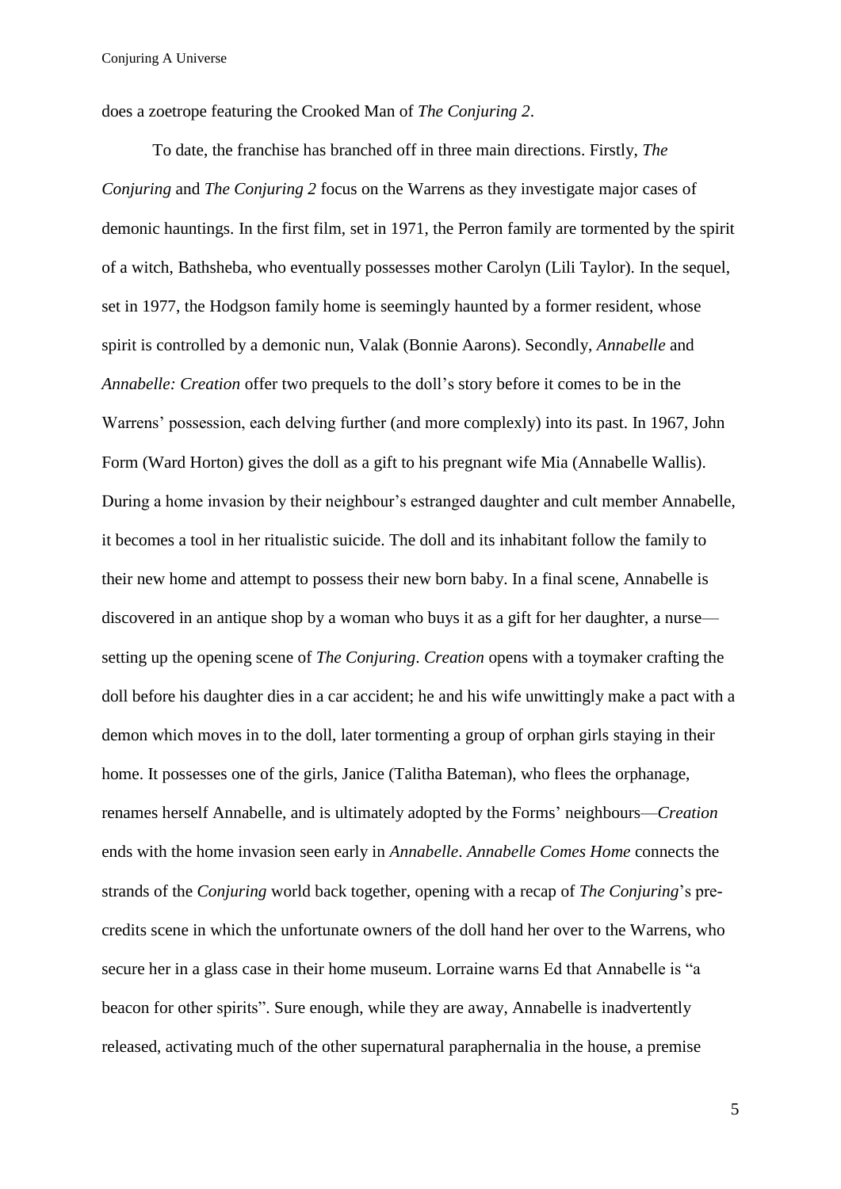does a zoetrope featuring the Crooked Man of *The Conjuring 2*.

To date, the franchise has branched off in three main directions. Firstly, *The Conjuring* and *The Conjuring 2* focus on the Warrens as they investigate major cases of demonic hauntings. In the first film, set in 1971, the Perron family are tormented by the spirit of a witch, Bathsheba, who eventually possesses mother Carolyn (Lili Taylor). In the sequel, set in 1977, the Hodgson family home is seemingly haunted by a former resident, whose spirit is controlled by a demonic nun, Valak (Bonnie Aarons). Secondly, *Annabelle* and *Annabelle: Creation* offer two prequels to the doll's story before it comes to be in the Warrens' possession, each delving further (and more complexly) into its past. In 1967, John Form (Ward Horton) gives the doll as a gift to his pregnant wife Mia (Annabelle Wallis). During a home invasion by their neighbour's estranged daughter and cult member Annabelle, it becomes a tool in her ritualistic suicide. The doll and its inhabitant follow the family to their new home and attempt to possess their new born baby. In a final scene, Annabelle is discovered in an antique shop by a woman who buys it as a gift for her daughter, a nurse—setting up the opening scene of *The Conjuring*. *Creation* opens with a toymaker crafting the doll before his daughter dies in a car accident; he and his wife unwittingly make a pact with a demon which moves in to the doll, later tormenting a group of orphan girls staying in their home. It possesses one of the girls, Janice (Talitha Bateman), who flees the orphanage, renames herself Annabelle, and is ultimately adopted by the Forms' neighbours—*Creation* ends with the home invasion seen early in *Annabelle*. *Annabelle Comes Home* connects the strands of the *Conjuring* world back together, opening with a recap of *The Conjuring*'s pre-credits scene in which the unfortunate owners of the doll hand her over to the Warrens, who secure her in a glass case in their home museum. Lorraine warns Ed that Annabelle is "a beacon for other spirits". Sure enough, while they are away, Annabelle is inadvertently released, activating much of the other supernatural paraphernalia in the house, a premise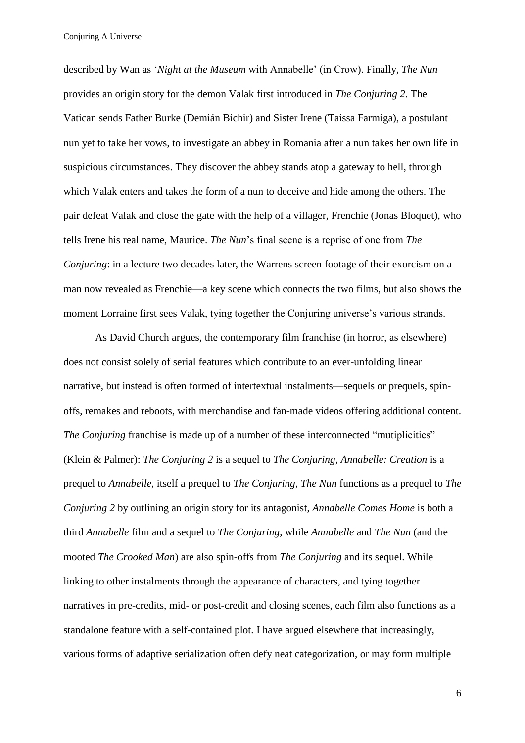described by Wan as '*Night at the Museum* with Annabelle' (in Crow). Finally, *The Nun* provides an origin story for the demon Valak first introduced in *The Conjuring 2*. The Vatican sends Father Burke (Demián Bichir) and Sister Irene (Taissa Farmiga), a postulant nun yet to take her vows, to investigate an abbey in Romania after a nun takes her own life in suspicious circumstances. They discover the abbey stands atop a gateway to hell, through which Valak enters and takes the form of a nun to deceive and hide among the others. The pair defeat Valak and close the gate with the help of a villager, Frenchie (Jonas Bloquet), who tells Irene his real name, Maurice. *The Nun*'s final scene is a reprise of one from *The Conjuring*: in a lecture two decades later, the Warrens screen footage of their exorcism on a man now revealed as Frenchie—a key scene which connects the two films, but also shows the moment Lorraine first sees Valak, tying together the Conjuring universe's various strands.

As David Church argues, the contemporary film franchise (in horror, as elsewhere) does not consist solely of serial features which contribute to an ever-unfolding linear narrative, but instead is often formed of intertextual instalments—sequels or prequels, spin-offs, remakes and reboots, with merchandise and fan-made videos offering additional content. *The Conjuring* franchise is made up of a number of these interconnected "mutiplicities" (Klein & Palmer): *The Conjuring 2* is a sequel to *The Conjuring*, *Annabelle: Creation* is a prequel to *Annabelle*, itself a prequel to *The Conjuring*, *The Nun* functions as a prequel to *The Conjuring 2* by outlining an origin story for its antagonist, *Annabelle Comes Home* is both a third *Annabelle* film and a sequel to *The Conjuring*, while *Annabelle* and *The Nun* (and the mooted *The Crooked Man*) are also spin-offs from *The Conjuring* and its sequel. While linking to other instalments through the appearance of characters, and tying together narratives in pre-credits, mid- or post-credit and closing scenes, each film also functions as a standalone feature with a self-contained plot. I have argued elsewhere that increasingly, various forms of adaptive serialization often defy neat categorization, or may form multiple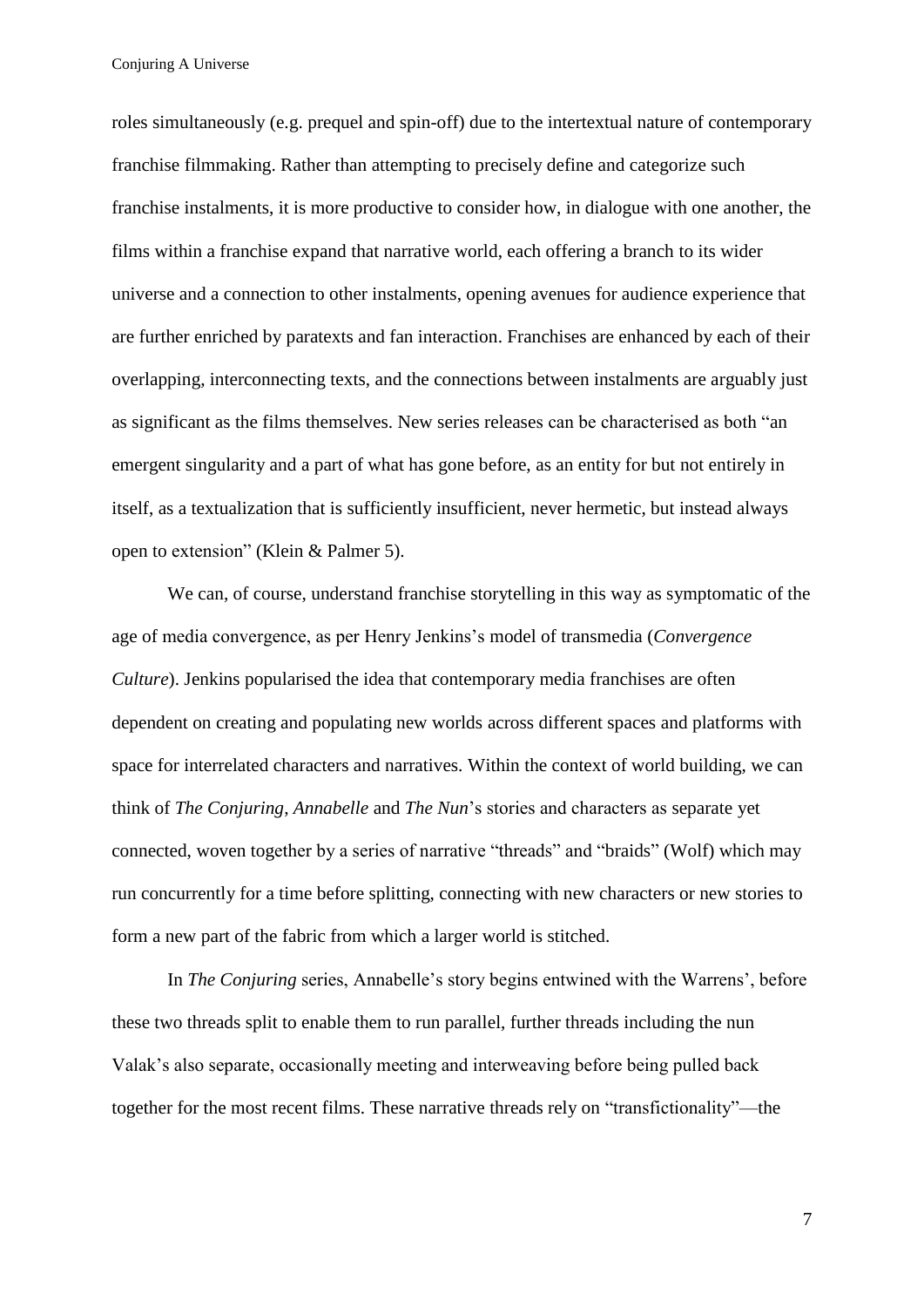roles simultaneously (e.g. prequel and spin-off) due to the intertextual nature of contemporary franchise filmmaking. Rather than attempting to precisely define and categorize such franchise instalments, it is more productive to consider how, in dialogue with one another, the films within a franchise expand that narrative world, each offering a branch to its wider universe and a connection to other instalments, opening avenues for audience experience that are further enriched by paratexts and fan interaction. Franchises are enhanced by each of their overlapping, interconnecting texts, and the connections between instalments are arguably just as significant as the films themselves. New series releases can be characterised as both "an emergent singularity and a part of what has gone before, as an entity for but not entirely in itself, as a textualization that is sufficiently insufficient, never hermetic, but instead always open to extension" (Klein & Palmer 5).

We can, of course, understand franchise storytelling in this way as symptomatic of the age of media convergence, as per Henry Jenkins's model of transmedia (*Convergence Culture*). Jenkins popularised the idea that contemporary media franchises are often dependent on creating and populating new worlds across different spaces and platforms with space for interrelated characters and narratives. Within the context of world building, we can think of *The Conjuring*, *Annabelle* and *The Nun*'s stories and characters as separate yet connected, woven together by a series of narrative "threads" and "braids" (Wolf) which may run concurrently for a time before splitting, connecting with new characters or new stories to form a new part of the fabric from which a larger world is stitched.

In *The Conjuring* series, Annabelle's story begins entwined with the Warrens', before these two threads split to enable them to run parallel, further threads including the nun Valak's also separate, occasionally meeting and interweaving before being pulled back together for the most recent films. These narrative threads rely on "transfictionality"—the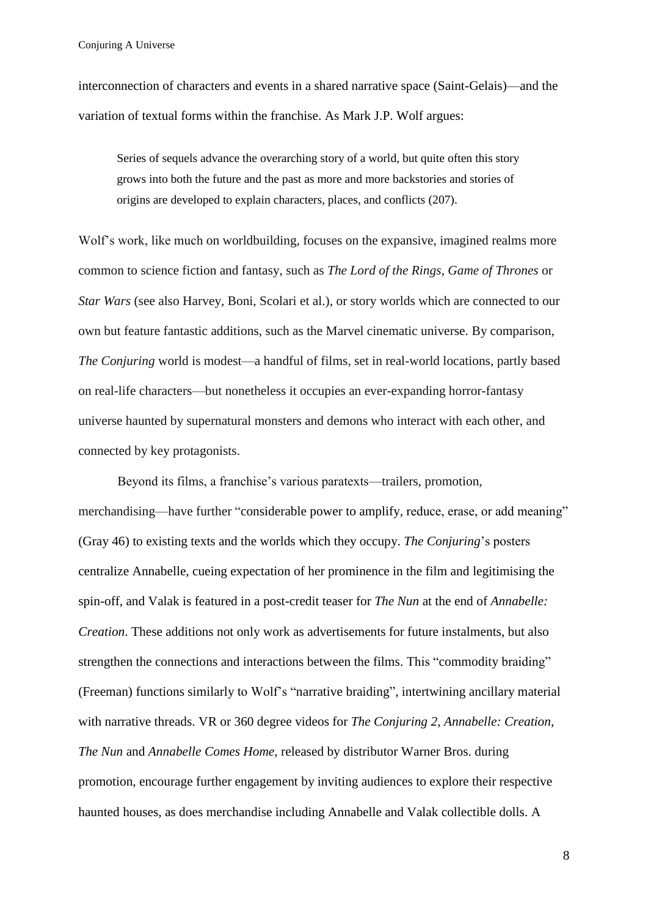interconnection of characters and events in a shared narrative space (Saint-Gelais)—and the variation of textual forms within the franchise. As Mark J.P. Wolf argues:

> Series of sequels advance the overarching story of a world, but quite often this story grows into both the future and the past as more and more backstories and stories of origins are developed to explain characters, places, and conflicts (207).

Wolf's work, like much on worldbuilding, focuses on the expansive, imagined realms more common to science fiction and fantasy, such as *The Lord of the Rings*, *Game of Thrones* or *Star Wars* (see also Harvey, Boni, Scolari et al.), or story worlds which are connected to our own but feature fantastic additions, such as the Marvel cinematic universe. By comparison, *The Conjuring* world is modest—a handful of films, set in real-world locations, partly based on real-life characters—but nonetheless it occupies an ever-expanding horror-fantasy universe haunted by supernatural monsters and demons who interact with each other, and connected by key protagonists.

Beyond its films, a franchise's various paratexts—trailers, promotion, merchandising—have further "considerable power to amplify, reduce, erase, or add meaning" (Gray 46) to existing texts and the worlds which they occupy. *The Conjuring*'s posters centralize Annabelle, cueing expectation of her prominence in the film and legitimising the spin-off, and Valak is featured in a post-credit teaser for *The Nun* at the end of *Annabelle: Creation*. These additions not only work as advertisements for future instalments, but also strengthen the connections and interactions between the films. This "commodity braiding" (Freeman) functions similarly to Wolf's "narrative braiding", intertwining ancillary material with narrative threads. VR or 360 degree videos for *The Conjuring 2*, *Annabelle: Creation*, *The Nun* and *Annabelle Comes Home*, released by distributor Warner Bros. during promotion, encourage further engagement by inviting audiences to explore their respective haunted houses, as does merchandise including Annabelle and Valak collectible dolls. A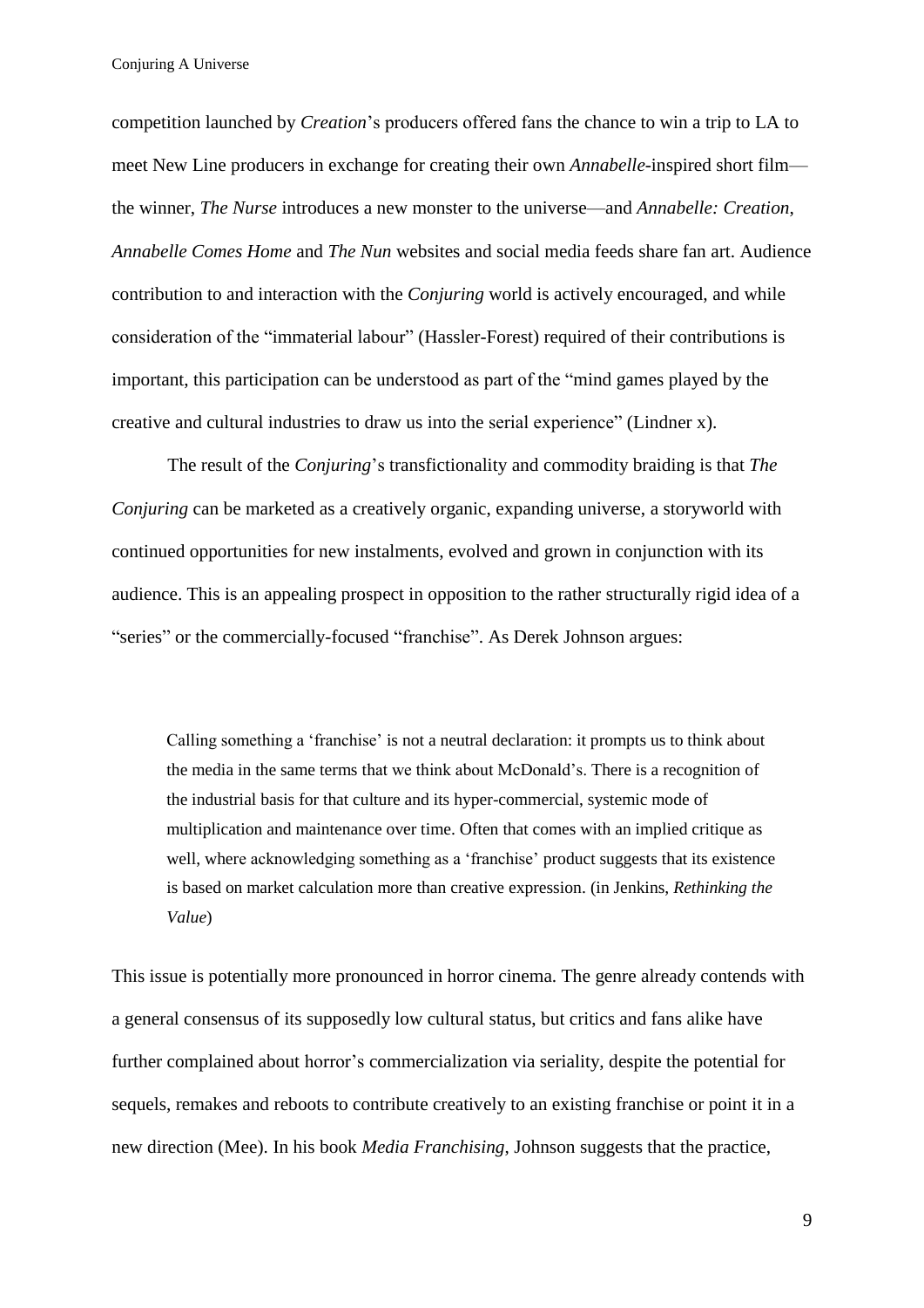competition launched by *Creation*'s producers offered fans the chance to win a trip to LA to meet New Line producers in exchange for creating their own *Annabelle*-inspired short film—the winner, *The Nurse* introduces a new monster to the universe—and *Annabelle: Creation*, *Annabelle Comes Home* and *The Nun* websites and social media feeds share fan art. Audience contribution to and interaction with the *Conjuring* world is actively encouraged, and while consideration of the "immaterial labour" (Hassler-Forest) required of their contributions is important, this participation can be understood as part of the "mind games played by the creative and cultural industries to draw us into the serial experience" (Lindner x).

The result of the *Conjuring*'s transfictionality and commodity braiding is that *The Conjuring* can be marketed as a creatively organic, expanding universe, a storyworld with continued opportunities for new instalments, evolved and grown in conjunction with its audience. This is an appealing prospect in opposition to the rather structurally rigid idea of a "series" or the commercially-focused "franchise". As Derek Johnson argues:

> Calling something a 'franchise' is not a neutral declaration: it prompts us to think about the media in the same terms that we think about McDonald's. There is a recognition of the industrial basis for that culture and its hyper-commercial, systemic mode of multiplication and maintenance over time. Often that comes with an implied critique as well, where acknowledging something as a 'franchise' product suggests that its existence is based on market calculation more than creative expression. (in Jenkins, *Rethinking the Value*)

This issue is potentially more pronounced in horror cinema. The genre already contends with a general consensus of its supposedly low cultural status, but critics and fans alike have further complained about horror's commercialization via seriality, despite the potential for sequels, remakes and reboots to contribute creatively to an existing franchise or point it in a new direction (Mee). In his book *Media Franchising*, Johnson suggests that the practice,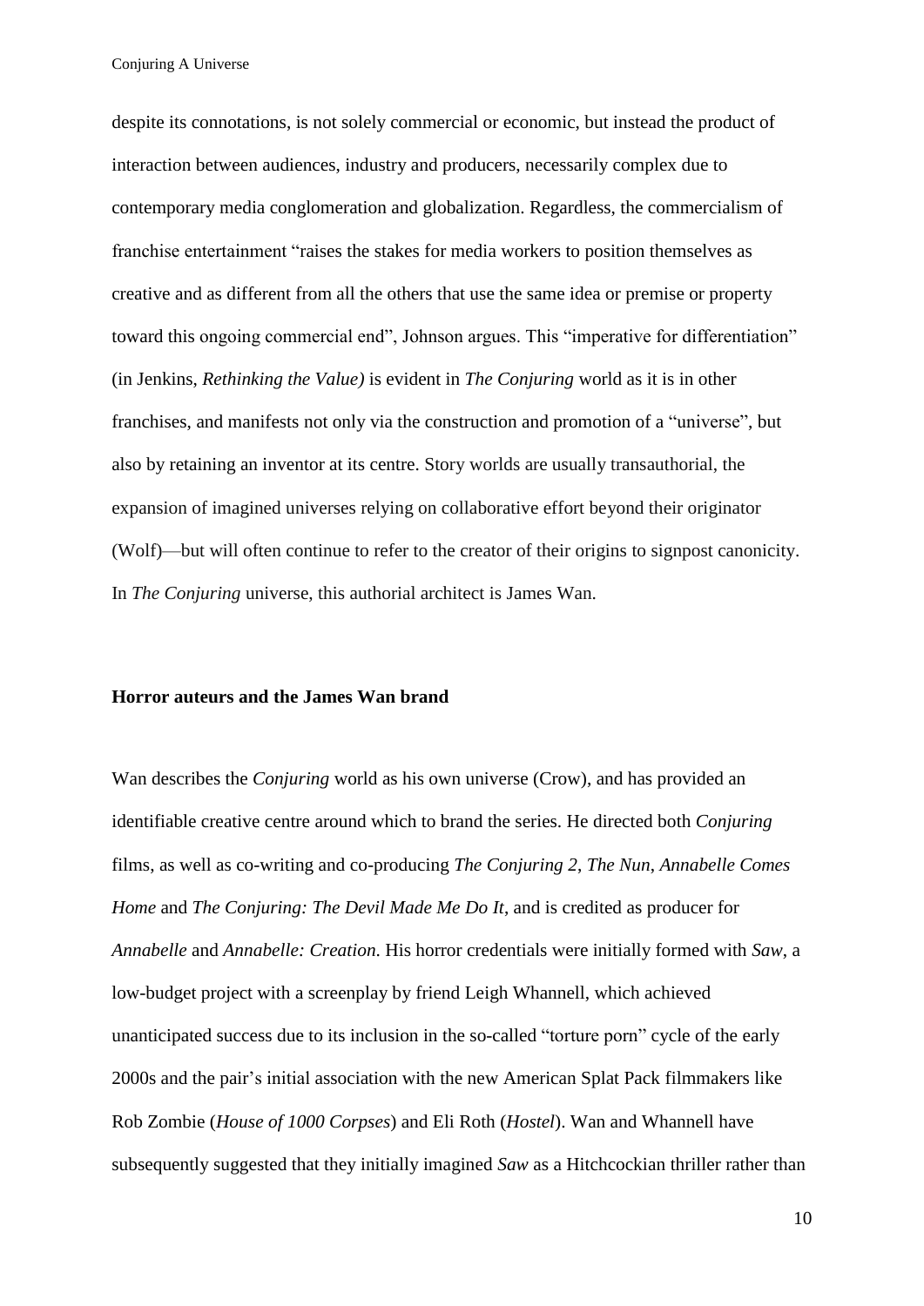despite its connotations, is not solely commercial or economic, but instead the product of interaction between audiences, industry and producers, necessarily complex due to contemporary media conglomeration and globalization. Regardless, the commercialism of franchise entertainment "raises the stakes for media workers to position themselves as creative and as different from all the others that use the same idea or premise or property toward this ongoing commercial end", Johnson argues. This "imperative for differentiation" (in Jenkins, *Rethinking the Value)* is evident in *The Conjuring* world as it is in other franchises, and manifests not only via the construction and promotion of a "universe", but also by retaining an inventor at its centre. Story worlds are usually transauthorial, the expansion of imagined universes relying on collaborative effort beyond their originator (Wolf)—but will often continue to refer to the creator of their origins to signpost canonicity. In *The Conjuring* universe, this authorial architect is James Wan.

## Horror auteurs and the James Wan brand

Wan describes the *Conjuring* world as his own universe (Crow), and has provided an identifiable creative centre around which to brand the series. He directed both *Conjuring* films, as well as co-writing and co-producing *The Conjuring 2*, *The Nun*, *Annabelle Comes Home* and *The Conjuring: The Devil Made Me Do It*, and is credited as producer for *Annabelle* and *Annabelle: Creation*. His horror credentials were initially formed with *Saw*, a low-budget project with a screenplay by friend Leigh Whannell, which achieved unanticipated success due to its inclusion in the so-called "torture porn" cycle of the early 2000s and the pair's initial association with the new American Splat Pack filmmakers like Rob Zombie (*House of 1000 Corpses*) and Eli Roth (*Hostel*). Wan and Whannell have subsequently suggested that they initially imagined *Saw* as a Hitchcockian thriller rather than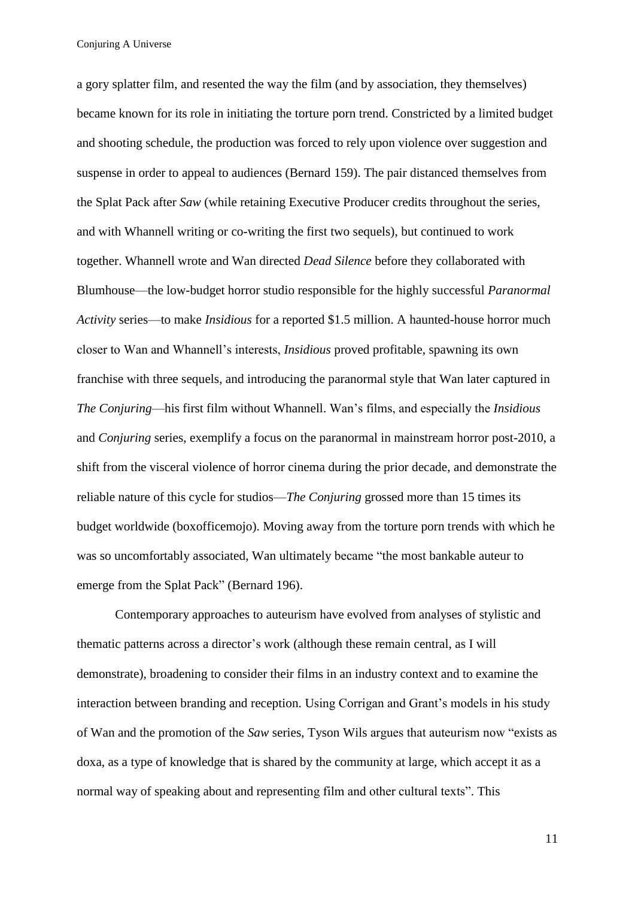a gory splatter film, and resented the way the film (and by association, they themselves) became known for its role in initiating the torture porn trend. Constricted by a limited budget and shooting schedule, the production was forced to rely upon violence over suggestion and suspense in order to appeal to audiences (Bernard 159). The pair distanced themselves from the Splat Pack after *Saw* (while retaining Executive Producer credits throughout the series, and with Whannell writing or co-writing the first two sequels), but continued to work together. Whannell wrote and Wan directed *Dead Silence* before they collaborated with Blumhouse—the low-budget horror studio responsible for the highly successful *Paranormal Activity* series—to make *Insidious* for a reported \$1.5 million. A haunted-house horror much closer to Wan and Whannell's interests, *Insidious* proved profitable, spawning its own franchise with three sequels, and introducing the paranormal style that Wan later captured in *The Conjuring*—his first film without Whannell. Wan's films, and especially the *Insidious* and *Conjuring* series, exemplify a focus on the paranormal in mainstream horror post-2010, a shift from the visceral violence of horror cinema during the prior decade, and demonstrate the reliable nature of this cycle for studios—*The Conjuring* grossed more than 15 times its budget worldwide (boxofficemojo). Moving away from the torture porn trends with which he was so uncomfortably associated, Wan ultimately became "the most bankable auteur to emerge from the Splat Pack" (Bernard 196).

Contemporary approaches to auteurism have evolved from analyses of stylistic and thematic patterns across a director's work (although these remain central, as I will demonstrate), broadening to consider their films in an industry context and to examine the interaction between branding and reception. Using Corrigan and Grant's models in his study of Wan and the promotion of the *Saw* series, Tyson Wils argues that auteurism now "exists as doxa, as a type of knowledge that is shared by the community at large, which accept it as a normal way of speaking about and representing film and other cultural texts". This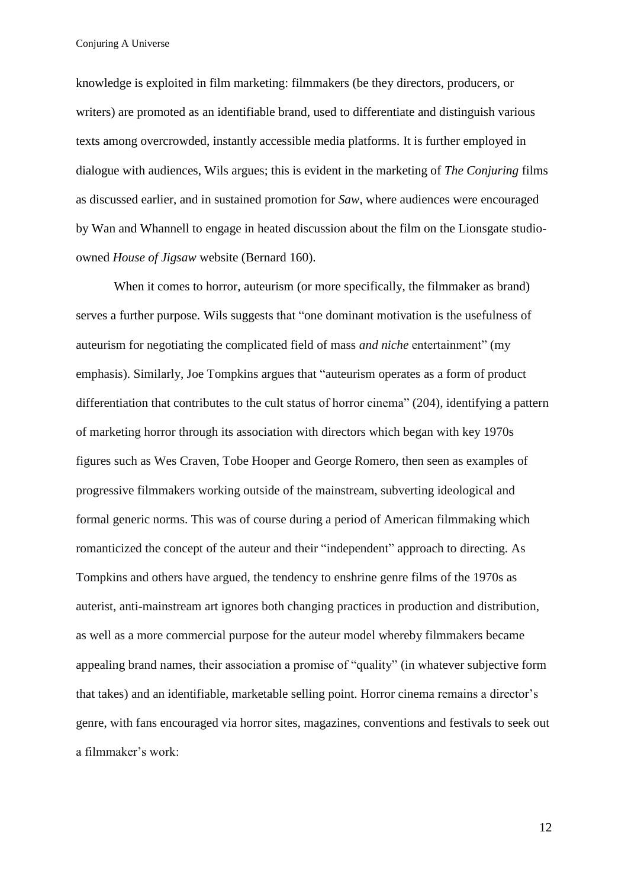knowledge is exploited in film marketing: filmmakers (be they directors, producers, or writers) are promoted as an identifiable brand, used to differentiate and distinguish various texts among overcrowded, instantly accessible media platforms. It is further employed in dialogue with audiences, Wils argues; this is evident in the marketing of *The Conjuring* films as discussed earlier, and in sustained promotion for *Saw*, where audiences were encouraged by Wan and Whannell to engage in heated discussion about the film on the Lionsgate studio-owned *House of Jigsaw* website (Bernard 160).

When it comes to horror, auteurism (or more specifically, the filmmaker as brand) serves a further purpose. Wils suggests that "one dominant motivation is the usefulness of auteurism for negotiating the complicated field of mass *and niche* entertainment" (my emphasis). Similarly, Joe Tompkins argues that "auteurism operates as a form of product differentiation that contributes to the cult status of horror cinema" (204), identifying a pattern of marketing horror through its association with directors which began with key 1970s figures such as Wes Craven, Tobe Hooper and George Romero, then seen as examples of progressive filmmakers working outside of the mainstream, subverting ideological and formal generic norms. This was of course during a period of American filmmaking which romanticized the concept of the auteur and their "independent" approach to directing. As Tompkins and others have argued, the tendency to enshrine genre films of the 1970s as auterist, anti-mainstream art ignores both changing practices in production and distribution, as well as a more commercial purpose for the auteur model whereby filmmakers became appealing brand names, their association a promise of "quality" (in whatever subjective form that takes) and an identifiable, marketable selling point. Horror cinema remains a director's genre, with fans encouraged via horror sites, magazines, conventions and festivals to seek out a filmmaker's work: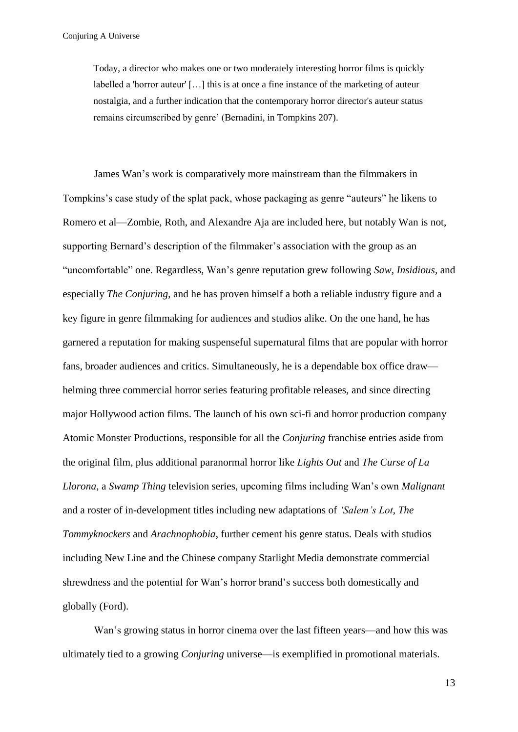> Today, a director who makes one or two moderately interesting horror films is quickly labelled a 'horror auteur' […] this is at once a fine instance of the marketing of auteur nostalgia, and a further indication that the contemporary horror director's auteur status remains circumscribed by genre' (Bernadini, in Tompkins 207).

James Wan's work is comparatively more mainstream than the filmmakers in Tompkins's case study of the splat pack, whose packaging as genre "auteurs" he likens to Romero et al—Zombie, Roth, and Alexandre Aja are included here, but notably Wan is not, supporting Bernard's description of the filmmaker's association with the group as an "uncomfortable" one. Regardless, Wan's genre reputation grew following *Saw*, *Insidious*, and especially *The Conjuring*, and he has proven himself a both a reliable industry figure and a key figure in genre filmmaking for audiences and studios alike. On the one hand, he has garnered a reputation for making suspenseful supernatural films that are popular with horror fans, broader audiences and critics. Simultaneously, he is a dependable box office draw—helming three commercial horror series featuring profitable releases, and since directing major Hollywood action films. The launch of his own sci-fi and horror production company Atomic Monster Productions, responsible for all the *Conjuring* franchise entries aside from the original film, plus additional paranormal horror like *Lights Out* and *The Curse of La Llorona*, a *Swamp Thing* television series, upcoming films including Wan's own *Malignant* and a roster of in-development titles including new adaptations of *'Salem's Lot*, *The Tommyknockers* and *Arachnophobia*, further cement his genre status. Deals with studios including New Line and the Chinese company Starlight Media demonstrate commercial shrewdness and the potential for Wan's horror brand's success both domestically and globally (Ford).

Wan's growing status in horror cinema over the last fifteen years—and how this was ultimately tied to a growing *Conjuring* universe—is exemplified in promotional materials.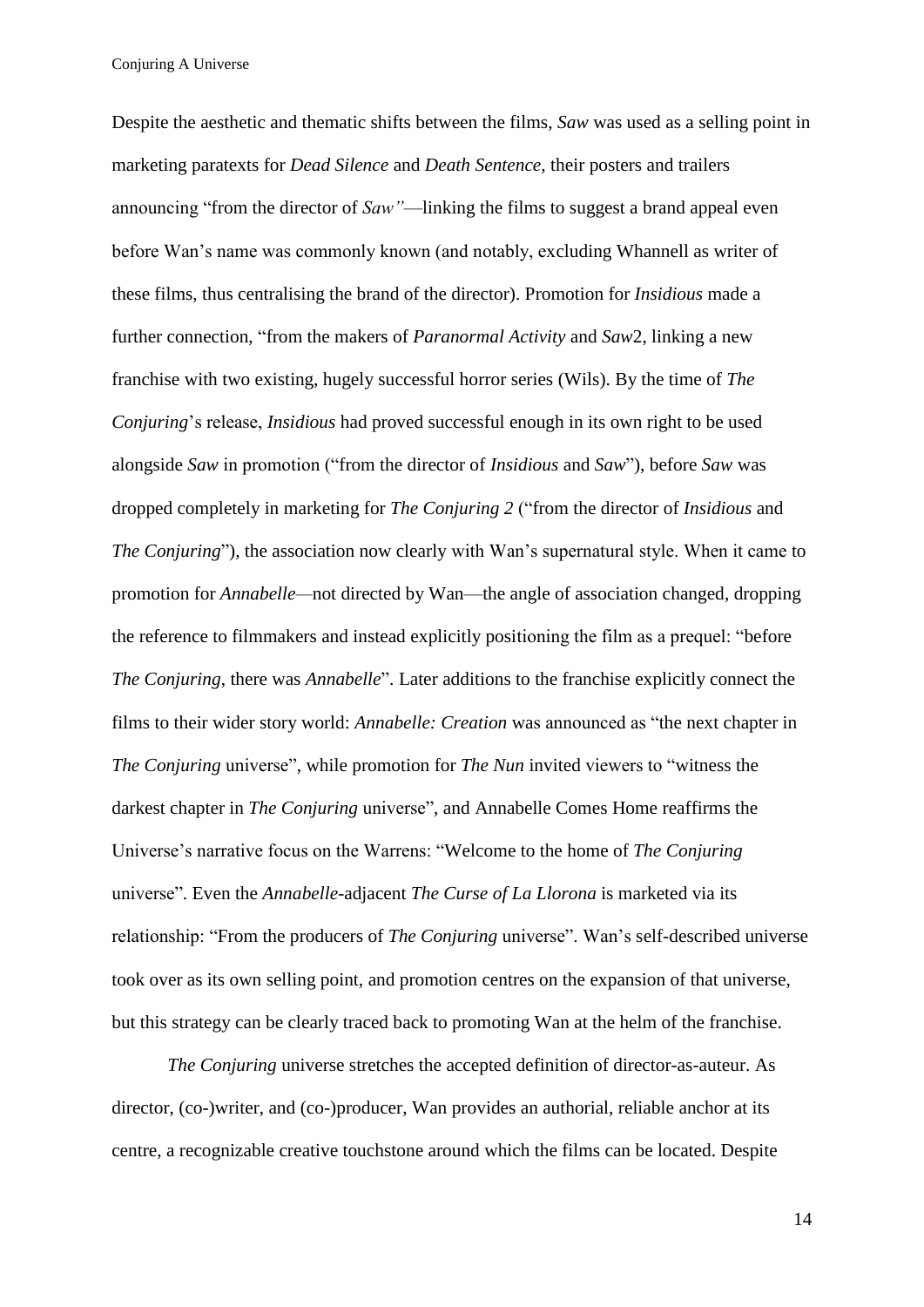Despite the aesthetic and thematic shifts between the films, *Saw* was used as a selling point in marketing paratexts for *Dead Silence* and *Death Sentence*, their posters and trailers announcing "from the director of *Saw"*—linking the films to suggest a brand appeal even before Wan's name was commonly known (and notably, excluding Whannell as writer of these films, thus centralising the brand of the director). Promotion for *Insidious* made a further connection, "from the makers of *Paranormal Activity* and *Saw*2, linking a new franchise with two existing, hugely successful horror series (Wils). By the time of *The Conjuring*'s release, *Insidious* had proved successful enough in its own right to be used alongside *Saw* in promotion ("from the director of *Insidious* and *Saw*"), before *Saw* was dropped completely in marketing for *The Conjuring 2* ("from the director of *Insidious* and *The Conjuring*"), the association now clearly with Wan's supernatural style. When it came to promotion for *Annabelle*—not directed by Wan—the angle of association changed, dropping the reference to filmmakers and instead explicitly positioning the film as a prequel: "before *The Conjuring*, there was *Annabelle*". Later additions to the franchise explicitly connect the films to their wider story world: *Annabelle: Creation* was announced as "the next chapter in *The Conjuring* universe", while promotion for *The Nun* invited viewers to "witness the darkest chapter in *The Conjuring* universe", and Annabelle Comes Home reaffirms the Universe's narrative focus on the Warrens: "Welcome to the home of *The Conjuring* universe". Even the *Annabelle*-adjacent *The Curse of La Llorona* is marketed via its relationship: "From the producers of *The Conjuring* universe". Wan's self-described universe took over as its own selling point, and promotion centres on the expansion of that universe, but this strategy can be clearly traced back to promoting Wan at the helm of the franchise.

*The Conjuring* universe stretches the accepted definition of director-as-auteur. As director, (co-)writer, and (co-)producer, Wan provides an authorial, reliable anchor at its centre, a recognizable creative touchstone around which the films can be located. Despite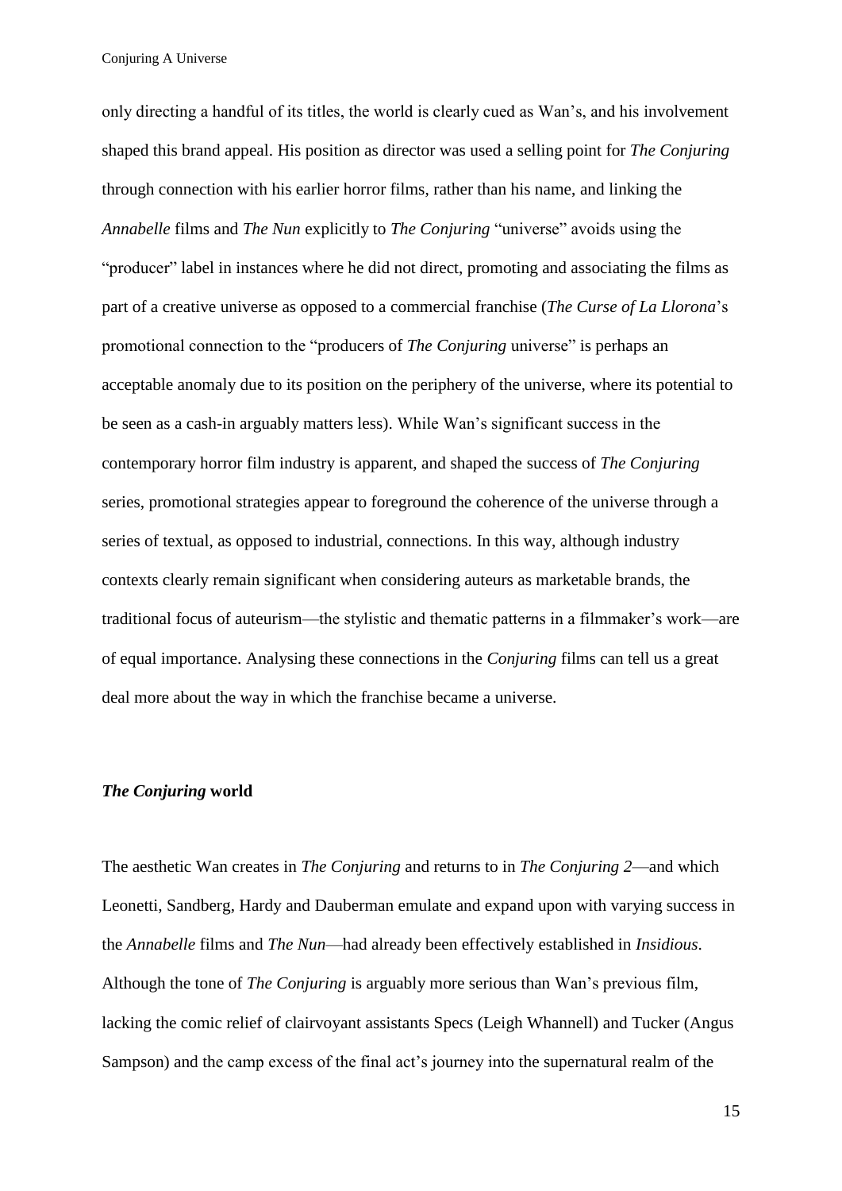only directing a handful of its titles, the world is clearly cued as Wan's, and his involvement shaped this brand appeal. His position as director was used a selling point for *The Conjuring* through connection with his earlier horror films, rather than his name, and linking the *Annabelle* films and *The Nun* explicitly to *The Conjuring* "universe" avoids using the "producer" label in instances where he did not direct, promoting and associating the films as part of a creative universe as opposed to a commercial franchise (*The Curse of La Llorona*'s promotional connection to the "producers of *The Conjuring* universe" is perhaps an acceptable anomaly due to its position on the periphery of the universe, where its potential to be seen as a cash-in arguably matters less). While Wan's significant success in the contemporary horror film industry is apparent, and shaped the success of *The Conjuring* series, promotional strategies appear to foreground the coherence of the universe through a series of textual, as opposed to industrial, connections. In this way, although industry contexts clearly remain significant when considering auteurs as marketable brands, the traditional focus of auteurism—the stylistic and thematic patterns in a filmmaker's work—are of equal importance. Analysing these connections in the *Conjuring* films can tell us a great deal more about the way in which the franchise became a universe.

## ***The Conjuring* world**

The aesthetic Wan creates in *The Conjuring* and returns to in *The Conjuring 2*—and which Leonetti, Sandberg, Hardy and Dauberman emulate and expand upon with varying success in the *Annabelle* films and *The Nun*—had already been effectively established in *Insidious*. Although the tone of *The Conjuring* is arguably more serious than Wan's previous film, lacking the comic relief of clairvoyant assistants Specs (Leigh Whannell) and Tucker (Angus Sampson) and the camp excess of the final act's journey into the supernatural realm of the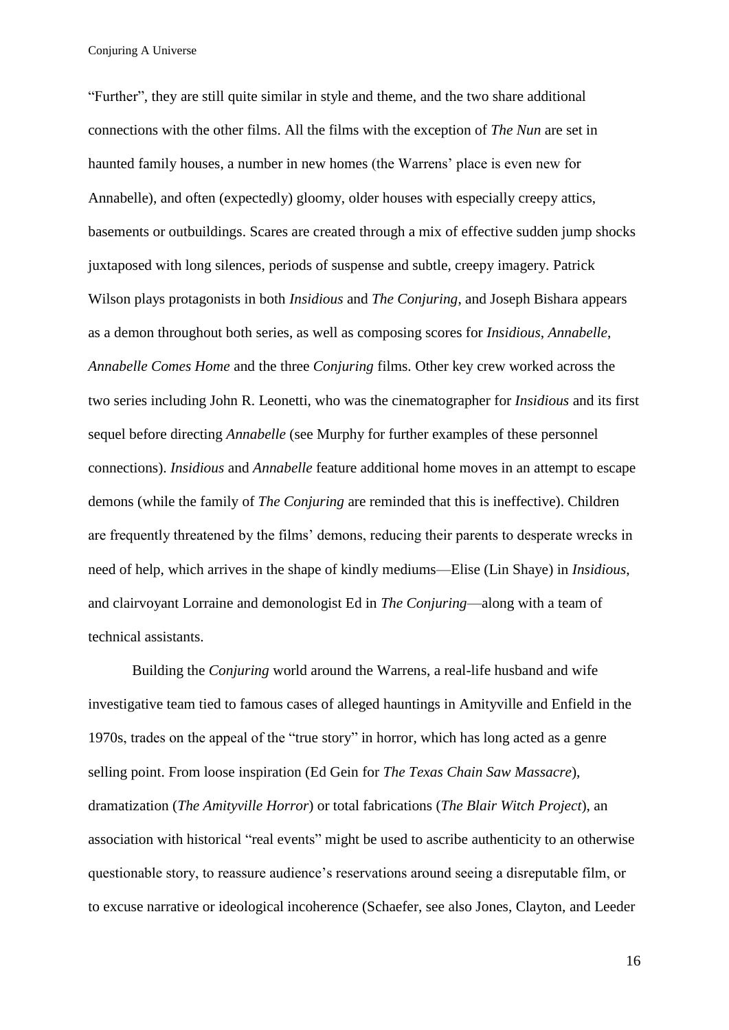"Further", they are still quite similar in style and theme, and the two share additional connections with the other films. All the films with the exception of *The Nun* are set in haunted family houses, a number in new homes (the Warrens' place is even new for Annabelle), and often (expectedly) gloomy, older houses with especially creepy attics, basements or outbuildings. Scares are created through a mix of effective sudden jump shocks juxtaposed with long silences, periods of suspense and subtle, creepy imagery. Patrick Wilson plays protagonists in both *Insidious* and *The Conjuring*, and Joseph Bishara appears as a demon throughout both series, as well as composing scores for *Insidious*, *Annabelle*, *Annabelle Comes Home* and the three *Conjuring* films. Other key crew worked across the two series including John R. Leonetti, who was the cinematographer for *Insidious* and its first sequel before directing *Annabelle* (see Murphy for further examples of these personnel connections). *Insidious* and *Annabelle* feature additional home moves in an attempt to escape demons (while the family of *The Conjuring* are reminded that this is ineffective). Children are frequently threatened by the films' demons, reducing their parents to desperate wrecks in need of help, which arrives in the shape of kindly mediums—Elise (Lin Shaye) in *Insidious*, and clairvoyant Lorraine and demonologist Ed in *The Conjuring*—along with a team of technical assistants.

Building the *Conjuring* world around the Warrens, a real-life husband and wife investigative team tied to famous cases of alleged hauntings in Amityville and Enfield in the 1970s, trades on the appeal of the "true story" in horror, which has long acted as a genre selling point. From loose inspiration (Ed Gein for *The Texas Chain Saw Massacre*), dramatization (*The Amityville Horror*) or total fabrications (*The Blair Witch Project*), an association with historical "real events" might be used to ascribe authenticity to an otherwise questionable story, to reassure audience's reservations around seeing a disreputable film, or to excuse narrative or ideological incoherence (Schaefer, see also Jones, Clayton, and Leeder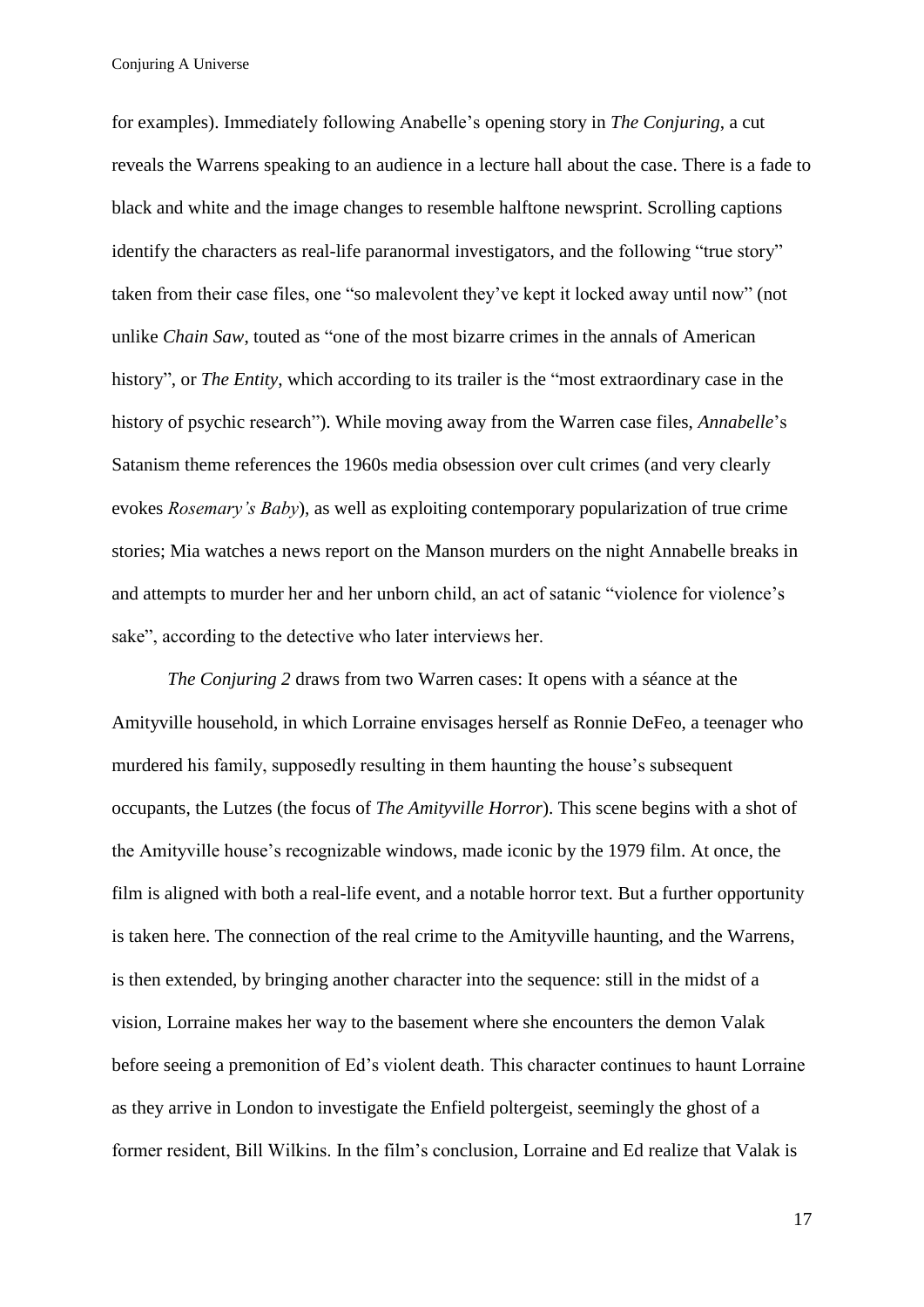for examples). Immediately following Anabelle's opening story in *The Conjuring*, a cut reveals the Warrens speaking to an audience in a lecture hall about the case. There is a fade to black and white and the image changes to resemble halftone newsprint. Scrolling captions identify the characters as real-life paranormal investigators, and the following "true story" taken from their case files, one "so malevolent they've kept it locked away until now" (not unlike *Chain Saw*, touted as "one of the most bizarre crimes in the annals of American history", or *The Entity*, which according to its trailer is the "most extraordinary case in the history of psychic research"). While moving away from the Warren case files, *Annabelle*'s Satanism theme references the 1960s media obsession over cult crimes (and very clearly evokes *Rosemary's Baby*), as well as exploiting contemporary popularization of true crime stories; Mia watches a news report on the Manson murders on the night Annabelle breaks in and attempts to murder her and her unborn child, an act of satanic "violence for violence's sake", according to the detective who later interviews her.

*The Conjuring 2* draws from two Warren cases: It opens with a séance at the Amityville household, in which Lorraine envisages herself as Ronnie DeFeo, a teenager who murdered his family, supposedly resulting in them haunting the house's subsequent occupants, the Lutzes (the focus of *The Amityville Horror*). This scene begins with a shot of the Amityville house's recognizable windows, made iconic by the 1979 film. At once, the film is aligned with both a real-life event, and a notable horror text. But a further opportunity is taken here. The connection of the real crime to the Amityville haunting, and the Warrens, is then extended, by bringing another character into the sequence: still in the midst of a vision, Lorraine makes her way to the basement where she encounters the demon Valak before seeing a premonition of Ed's violent death. This character continues to haunt Lorraine as they arrive in London to investigate the Enfield poltergeist, seemingly the ghost of a former resident, Bill Wilkins. In the film's conclusion, Lorraine and Ed realize that Valak is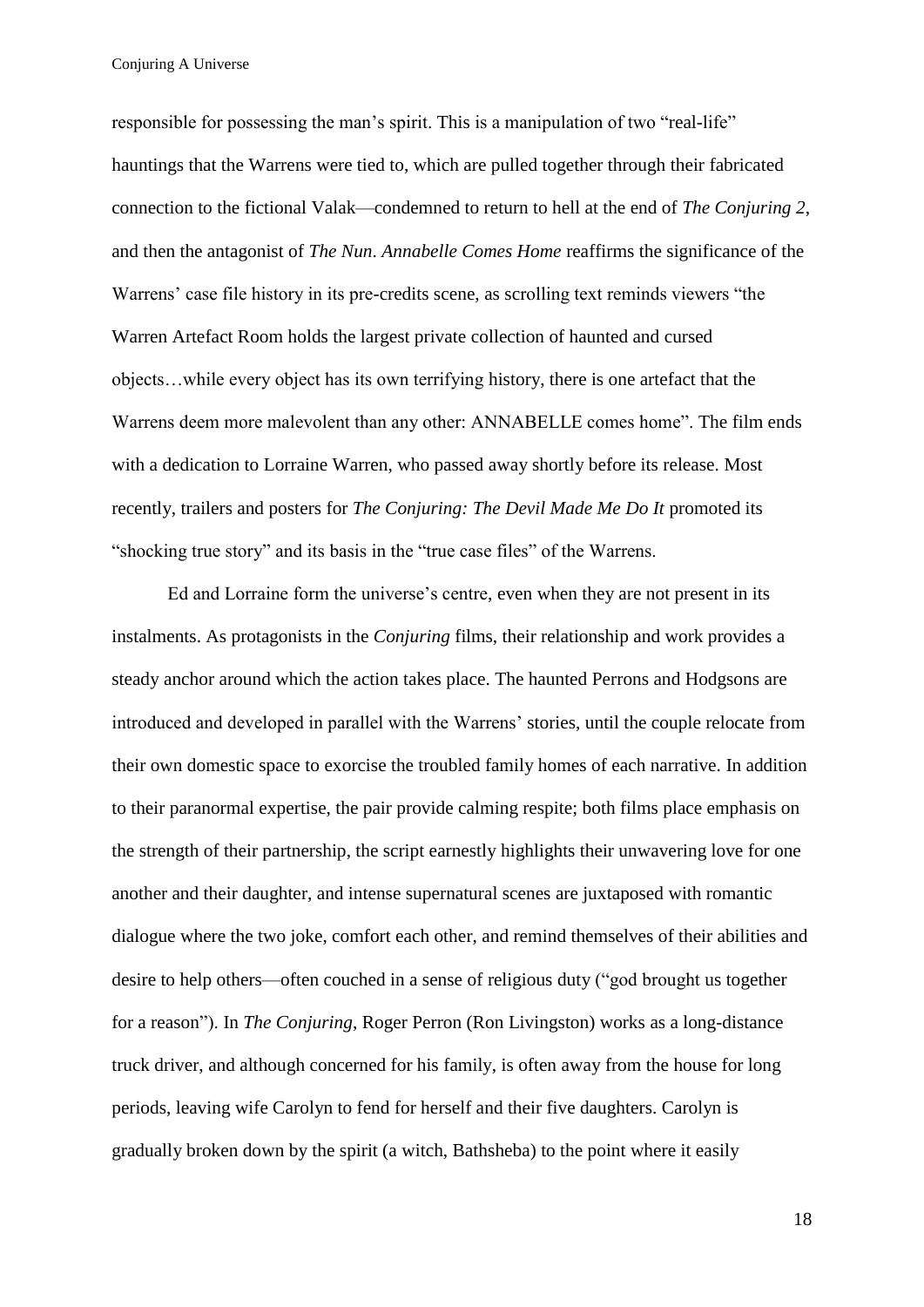responsible for possessing the man's spirit. This is a manipulation of two "real-life" hauntings that the Warrens were tied to, which are pulled together through their fabricated connection to the fictional Valak—condemned to return to hell at the end of *The Conjuring 2*, and then the antagonist of *The Nun*. *Annabelle Comes Home* reaffirms the significance of the Warrens' case file history in its pre-credits scene, as scrolling text reminds viewers "the Warren Artefact Room holds the largest private collection of haunted and cursed objects…while every object has its own terrifying history, there is one artefact that the Warrens deem more malevolent than any other: ANNABELLE comes home". The film ends with a dedication to Lorraine Warren, who passed away shortly before its release. Most recently, trailers and posters for *The Conjuring: The Devil Made Me Do It* promoted its "shocking true story" and its basis in the "true case files" of the Warrens.

Ed and Lorraine form the universe's centre, even when they are not present in its instalments. As protagonists in the *Conjuring* films, their relationship and work provides a steady anchor around which the action takes place. The haunted Perrons and Hodgsons are introduced and developed in parallel with the Warrens' stories, until the couple relocate from their own domestic space to exorcise the troubled family homes of each narrative. In addition to their paranormal expertise, the pair provide calming respite; both films place emphasis on the strength of their partnership, the script earnestly highlights their unwavering love for one another and their daughter, and intense supernatural scenes are juxtaposed with romantic dialogue where the two joke, comfort each other, and remind themselves of their abilities and desire to help others—often couched in a sense of religious duty ("god brought us together for a reason"). In *The Conjuring*, Roger Perron (Ron Livingston) works as a long-distance truck driver, and although concerned for his family, is often away from the house for long periods, leaving wife Carolyn to fend for herself and their five daughters. Carolyn is gradually broken down by the spirit (a witch, Bathsheba) to the point where it easily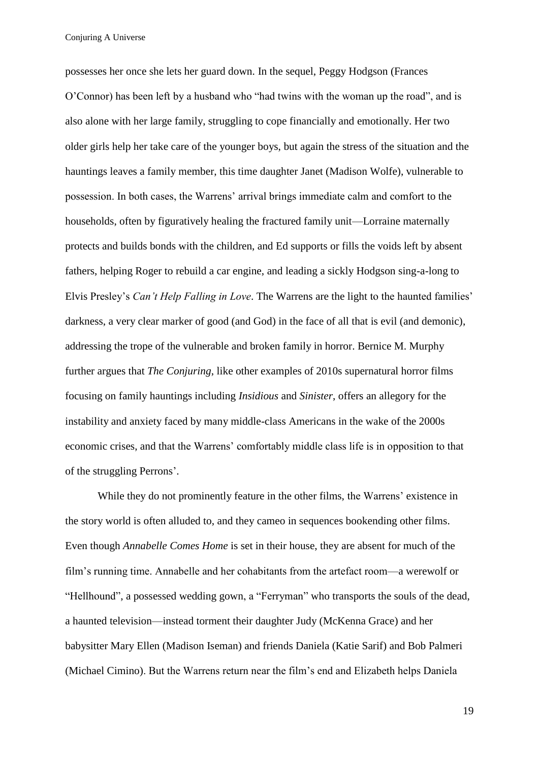possesses her once she lets her guard down. In the sequel, Peggy Hodgson (Frances O'Connor) has been left by a husband who "had twins with the woman up the road", and is also alone with her large family, struggling to cope financially and emotionally. Her two older girls help her take care of the younger boys, but again the stress of the situation and the hauntings leaves a family member, this time daughter Janet (Madison Wolfe), vulnerable to possession. In both cases, the Warrens' arrival brings immediate calm and comfort to the households, often by figuratively healing the fractured family unit—Lorraine maternally protects and builds bonds with the children, and Ed supports or fills the voids left by absent fathers, helping Roger to rebuild a car engine, and leading a sickly Hodgson sing-a-long to Elvis Presley's *Can't Help Falling in Love*. The Warrens are the light to the haunted families' darkness, a very clear marker of good (and God) in the face of all that is evil (and demonic), addressing the trope of the vulnerable and broken family in horror. Bernice M. Murphy further argues that *The Conjuring*, like other examples of 2010s supernatural horror films focusing on family hauntings including *Insidious* and *Sinister*, offers an allegory for the instability and anxiety faced by many middle-class Americans in the wake of the 2000s economic crises, and that the Warrens' comfortably middle class life is in opposition to that of the struggling Perrons'.

While they do not prominently feature in the other films, the Warrens' existence in the story world is often alluded to, and they cameo in sequences bookending other films. Even though *Annabelle Comes Home* is set in their house, they are absent for much of the film's running time. Annabelle and her cohabitants from the artefact room—a werewolf or "Hellhound", a possessed wedding gown, a "Ferryman" who transports the souls of the dead, a haunted television—instead torment their daughter Judy (McKenna Grace) and her babysitter Mary Ellen (Madison Iseman) and friends Daniela (Katie Sarif) and Bob Palmeri (Michael Cimino). But the Warrens return near the film's end and Elizabeth helps Daniela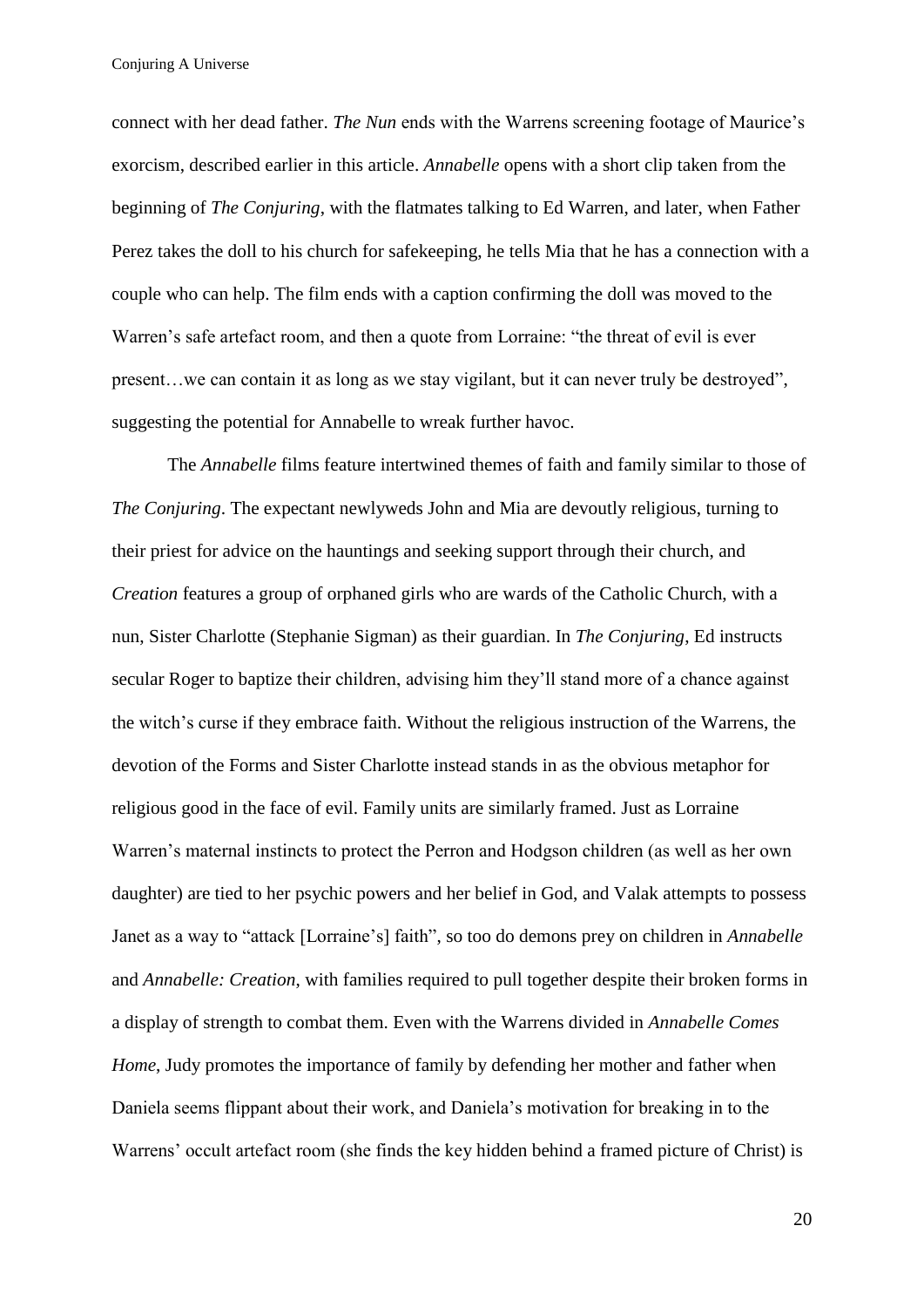connect with her dead father. *The Nun* ends with the Warrens screening footage of Maurice's exorcism, described earlier in this article. *Annabelle* opens with a short clip taken from the beginning of *The Conjuring*, with the flatmates talking to Ed Warren, and later, when Father Perez takes the doll to his church for safekeeping, he tells Mia that he has a connection with a couple who can help. The film ends with a caption confirming the doll was moved to the Warren's safe artefact room, and then a quote from Lorraine: "the threat of evil is ever present…we can contain it as long as we stay vigilant, but it can never truly be destroyed", suggesting the potential for Annabelle to wreak further havoc.

The *Annabelle* films feature intertwined themes of faith and family similar to those of *The Conjuring*. The expectant newlyweds John and Mia are devoutly religious, turning to their priest for advice on the hauntings and seeking support through their church, and *Creation* features a group of orphaned girls who are wards of the Catholic Church, with a nun, Sister Charlotte (Stephanie Sigman) as their guardian. In *The Conjuring*, Ed instructs secular Roger to baptize their children, advising him they'll stand more of a chance against the witch's curse if they embrace faith. Without the religious instruction of the Warrens, the devotion of the Forms and Sister Charlotte instead stands in as the obvious metaphor for religious good in the face of evil. Family units are similarly framed. Just as Lorraine Warren's maternal instincts to protect the Perron and Hodgson children (as well as her own daughter) are tied to her psychic powers and her belief in God, and Valak attempts to possess Janet as a way to "attack [Lorraine's] faith", so too do demons prey on children in *Annabelle* and *Annabelle: Creation*, with families required to pull together despite their broken forms in a display of strength to combat them. Even with the Warrens divided in *Annabelle Comes Home*, Judy promotes the importance of family by defending her mother and father when Daniela seems flippant about their work, and Daniela's motivation for breaking in to the Warrens' occult artefact room (she finds the key hidden behind a framed picture of Christ) is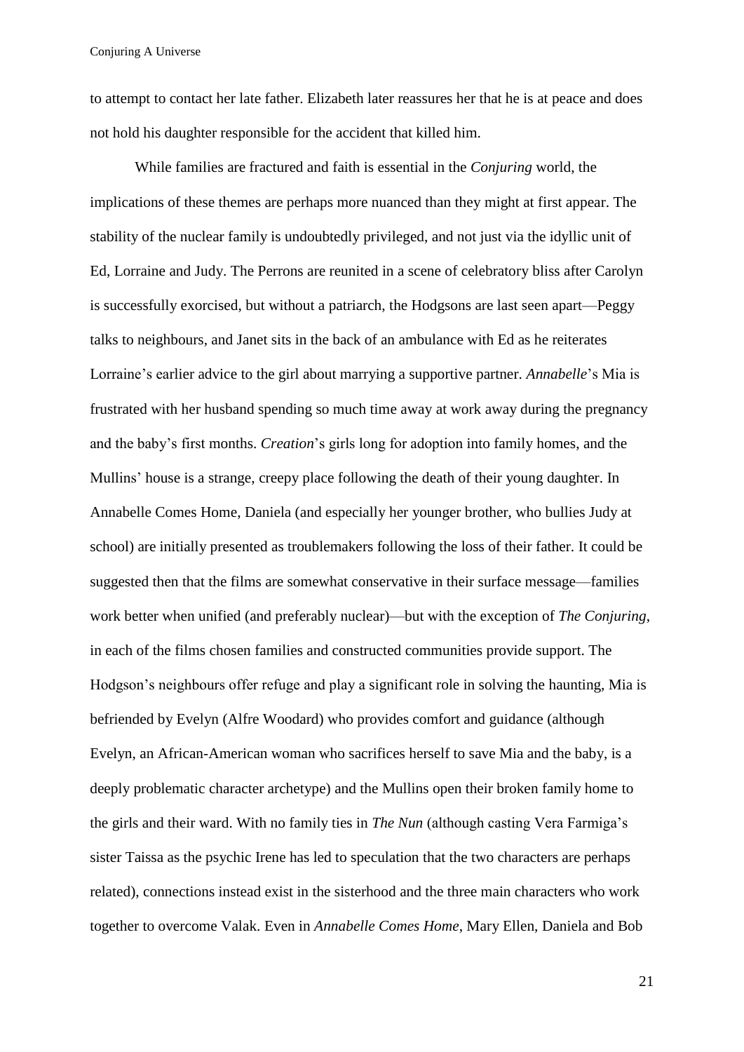to attempt to contact her late father. Elizabeth later reassures her that he is at peace and does not hold his daughter responsible for the accident that killed him.

While families are fractured and faith is essential in the *Conjuring* world, the implications of these themes are perhaps more nuanced than they might at first appear. The stability of the nuclear family is undoubtedly privileged, and not just via the idyllic unit of Ed, Lorraine and Judy. The Perrons are reunited in a scene of celebratory bliss after Carolyn is successfully exorcised, but without a patriarch, the Hodgsons are last seen apart—Peggy talks to neighbours, and Janet sits in the back of an ambulance with Ed as he reiterates Lorraine's earlier advice to the girl about marrying a supportive partner. *Annabelle*'s Mia is frustrated with her husband spending so much time away at work away during the pregnancy and the baby's first months. *Creation*'s girls long for adoption into family homes, and the Mullins' house is a strange, creepy place following the death of their young daughter. In Annabelle Comes Home, Daniela (and especially her younger brother, who bullies Judy at school) are initially presented as troublemakers following the loss of their father. It could be suggested then that the films are somewhat conservative in their surface message—families work better when unified (and preferably nuclear)—but with the exception of *The Conjuring*, in each of the films chosen families and constructed communities provide support. The Hodgson's neighbours offer refuge and play a significant role in solving the haunting, Mia is befriended by Evelyn (Alfre Woodard) who provides comfort and guidance (although Evelyn, an African-American woman who sacrifices herself to save Mia and the baby, is a deeply problematic character archetype) and the Mullins open their broken family home to the girls and their ward. With no family ties in *The Nun* (although casting Vera Farmiga's sister Taissa as the psychic Irene has led to speculation that the two characters are perhaps related), connections instead exist in the sisterhood and the three main characters who work together to overcome Valak. Even in *Annabelle Comes Home*, Mary Ellen, Daniela and Bob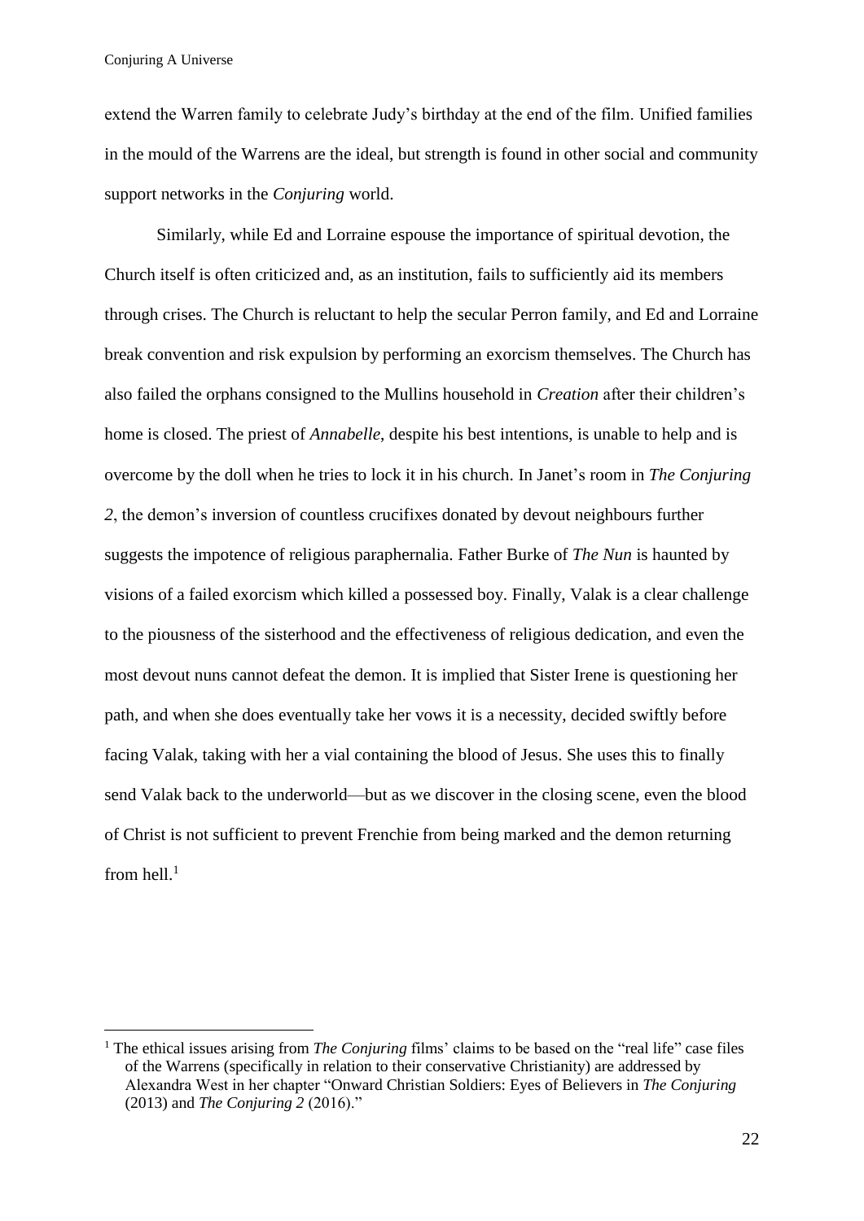extend the Warren family to celebrate Judy's birthday at the end of the film. Unified families in the mould of the Warrens are the ideal, but strength is found in other social and community support networks in the *Conjuring* world.

Similarly, while Ed and Lorraine espouse the importance of spiritual devotion, the Church itself is often criticized and, as an institution, fails to sufficiently aid its members through crises. The Church is reluctant to help the secular Perron family, and Ed and Lorraine break convention and risk expulsion by performing an exorcism themselves. The Church has also failed the orphans consigned to the Mullins household in *Creation* after their children's home is closed. The priest of *Annabelle*, despite his best intentions, is unable to help and is overcome by the doll when he tries to lock it in his church. In Janet's room in *The Conjuring 2*, the demon's inversion of countless crucifixes donated by devout neighbours further suggests the impotence of religious paraphernalia. Father Burke of *The Nun* is haunted by visions of a failed exorcism which killed a possessed boy. Finally, Valak is a clear challenge to the piousness of the sisterhood and the effectiveness of religious dedication, and even the most devout nuns cannot defeat the demon. It is implied that Sister Irene is questioning her path, and when she does eventually take her vows it is a necessity, decided swiftly before facing Valak, taking with her a vial containing the blood of Jesus. She uses this to finally send Valak back to the underworld—but as we discover in the closing scene, even the blood of Christ is not sufficient to prevent Frenchie from being marked and the demon returning from hell.[1]

[1] The ethical issues arising from *The Conjuring* films' claims to be based on the "real life" case files of the Warrens (specifically in relation to their conservative Christianity) are addressed by Alexandra West in her chapter "Onward Christian Soldiers: Eyes of Believers in *The Conjuring* (2013) and *The Conjuring 2* (2016)."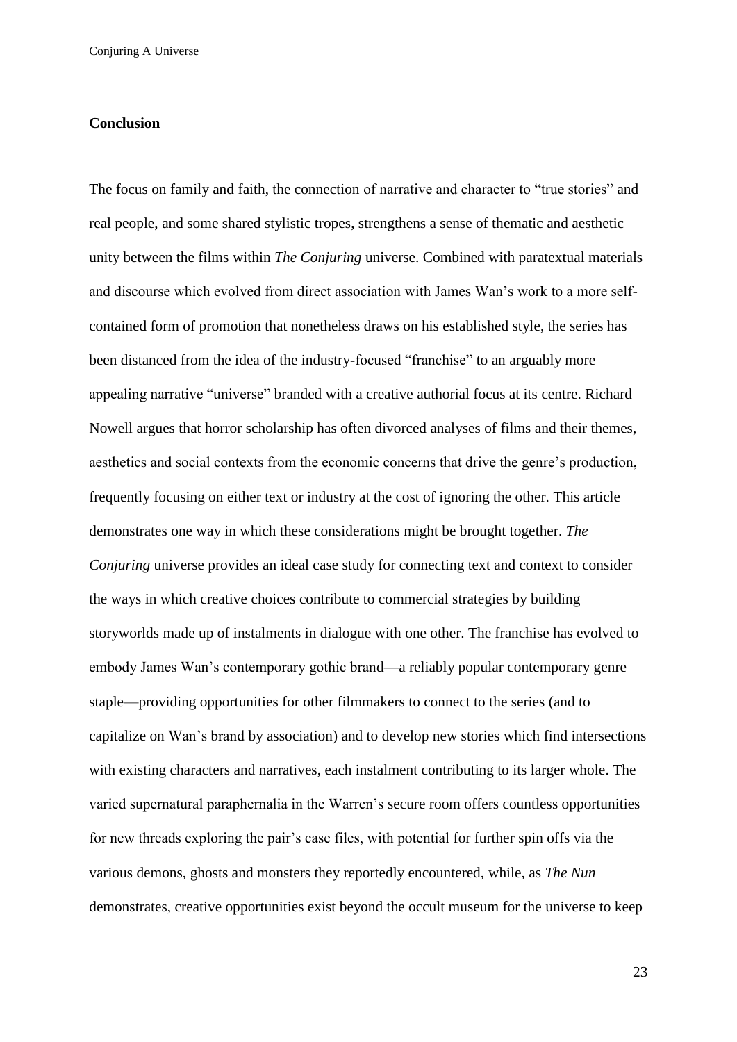## Conclusion

The focus on family and faith, the connection of narrative and character to "true stories" and real people, and some shared stylistic tropes, strengthens a sense of thematic and aesthetic unity between the films within *The Conjuring* universe. Combined with paratextual materials and discourse which evolved from direct association with James Wan's work to a more self-contained form of promotion that nonetheless draws on his established style, the series has been distanced from the idea of the industry-focused "franchise" to an arguably more appealing narrative "universe" branded with a creative authorial focus at its centre. Richard Nowell argues that horror scholarship has often divorced analyses of films and their themes, aesthetics and social contexts from the economic concerns that drive the genre's production, frequently focusing on either text or industry at the cost of ignoring the other. This article demonstrates one way in which these considerations might be brought together. *The Conjuring* universe provides an ideal case study for connecting text and context to consider the ways in which creative choices contribute to commercial strategies by building storyworlds made up of instalments in dialogue with one other. The franchise has evolved to embody James Wan's contemporary gothic brand—a reliably popular contemporary genre staple—providing opportunities for other filmmakers to connect to the series (and to capitalize on Wan's brand by association) and to develop new stories which find intersections with existing characters and narratives, each instalment contributing to its larger whole. The varied supernatural paraphernalia in the Warren's secure room offers countless opportunities for new threads exploring the pair's case files, with potential for further spin offs via the various demons, ghosts and monsters they reportedly encountered, while, as *The Nun* demonstrates, creative opportunities exist beyond the occult museum for the universe to keep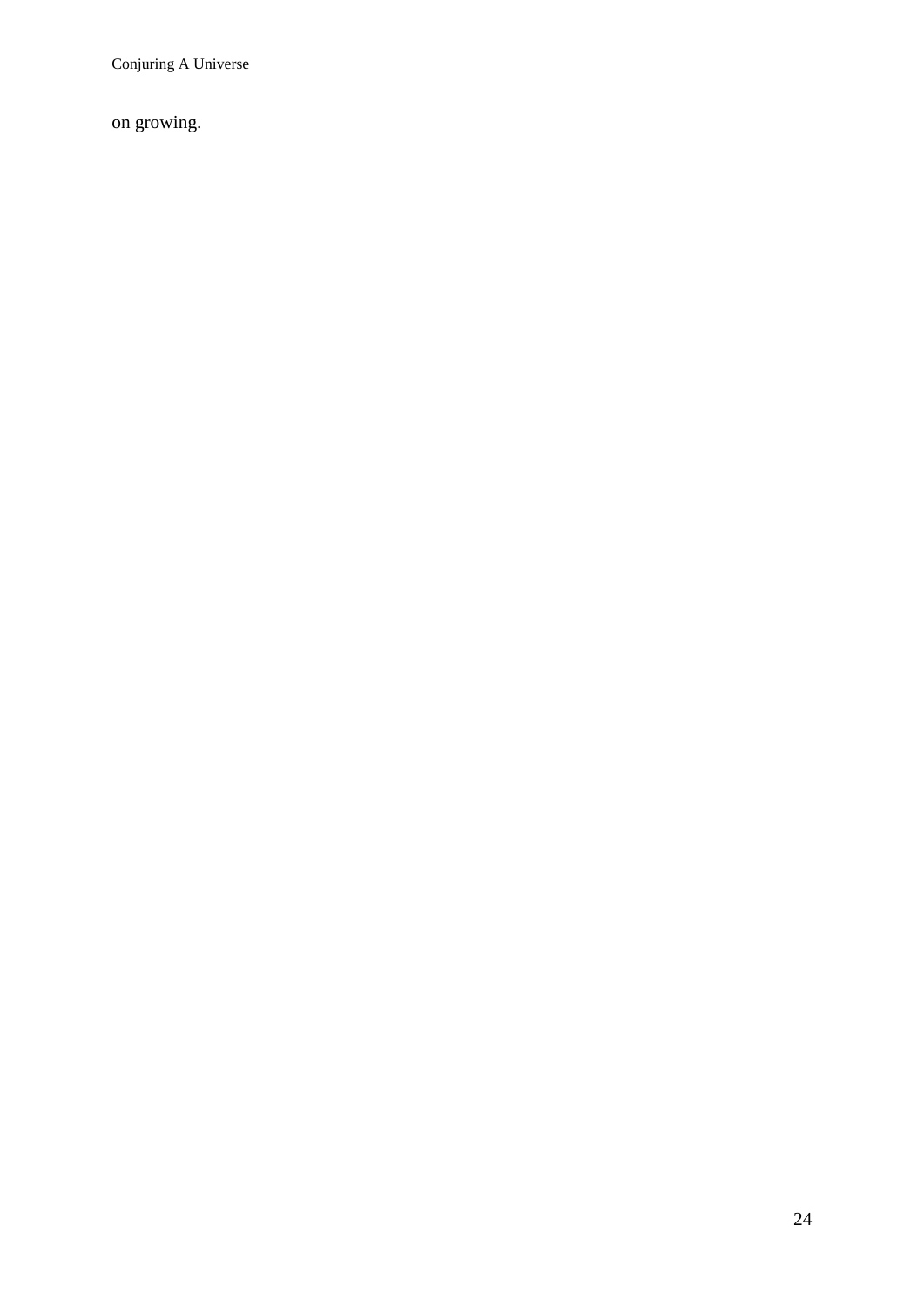on growing.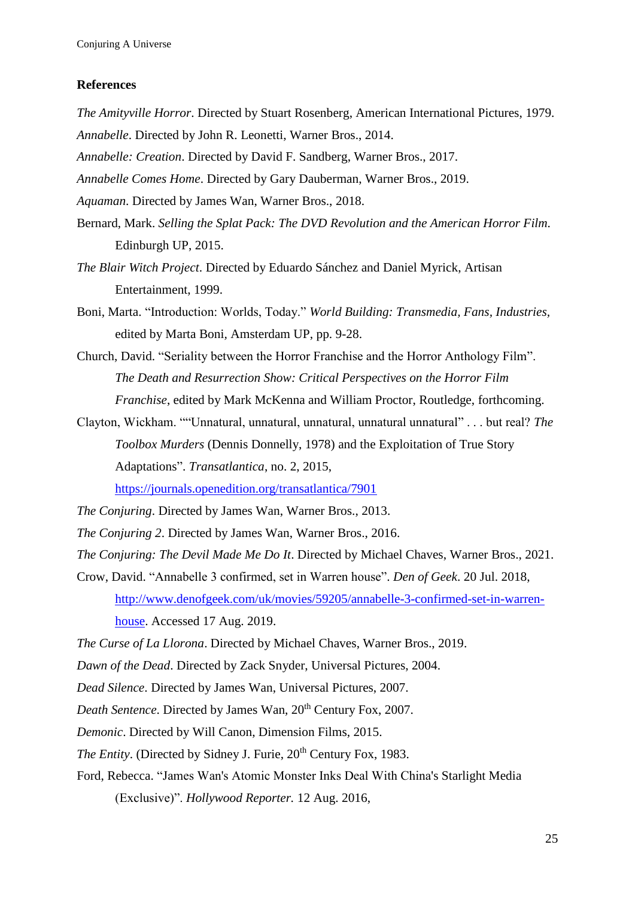## References

*The Amityville Horror*. Directed by Stuart Rosenberg, American International Pictures, 1979.

*Annabelle*. Directed by John R. Leonetti, Warner Bros., 2014.

*Annabelle: Creation*. Directed by David F. Sandberg, Warner Bros., 2017.

*Annabelle Comes Home*. Directed by Gary Dauberman, Warner Bros., 2019.

*Aquaman*. Directed by James Wan, Warner Bros., 2018.

Bernard, Mark. *Selling the Splat Pack: The DVD Revolution and the American Horror Film*. Edinburgh UP, 2015.

*The Blair Witch Project*. Directed by Eduardo Sánchez and Daniel Myrick, Artisan Entertainment, 1999.

Boni, Marta. "Introduction: Worlds, Today." *World Building: Transmedia, Fans, Industries*, edited by Marta Boni, Amsterdam UP, pp. 9-28.

Church, David. "Seriality between the Horror Franchise and the Horror Anthology Film". *The Death and Resurrection Show: Critical Perspectives on the Horror Film Franchise*, edited by Mark McKenna and William Proctor, Routledge, forthcoming.

Clayton, Wickham. ""Unnatural, unnatural, unnatural, unnatural unnatural" . . . but real? *The Toolbox Murders* (Dennis Donnelly, 1978) and the Exploitation of True Story Adaptations". *Transatlantica*, no. 2, 2015, https://journals.openedition.org/transatlantica/7901

*The Conjuring*. Directed by James Wan, Warner Bros., 2013.

*The Conjuring 2*. Directed by James Wan, Warner Bros., 2016.

*The Conjuring: The Devil Made Me Do It*. Directed by Michael Chaves, Warner Bros., 2021.

Crow, David. "Annabelle 3 confirmed, set in Warren house". *Den of Geek*. 20 Jul. 2018, http://www.denofgeek.com/uk/movies/59205/annabelle-3-confirmed-set-in-warren-house. Accessed 17 Aug. 2019.

*The Curse of La Llorona*. Directed by Michael Chaves, Warner Bros., 2019.

*Dawn of the Dead*. Directed by Zack Snyder, Universal Pictures, 2004.

*Dead Silence*. Directed by James Wan, Universal Pictures, 2007.

*Death Sentence*. Directed by James Wan, 20th Century Fox, 2007.

*Demonic*. Directed by Will Canon, Dimension Films, 2015.

*The Entity*. (Directed by Sidney J. Furie, 20th Century Fox, 1983.

Ford, Rebecca. "James Wan's Atomic Monster Inks Deal With China's Starlight Media (Exclusive)". *Hollywood Reporter.* 12 Aug. 2016,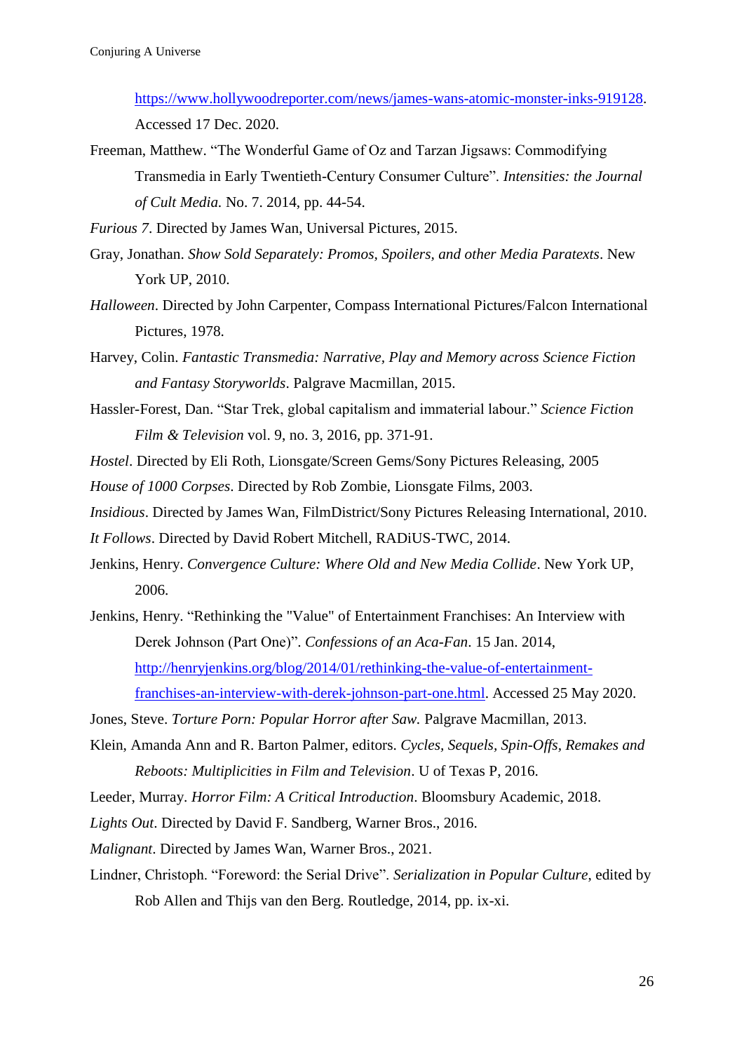https://www.hollywoodreporter.com/news/james-wans-atomic-monster-inks-919128. Accessed 17 Dec. 2020.

Freeman, Matthew. “The Wonderful Game of Oz and Tarzan Jigsaws: Commodifying Transmedia in Early Twentieth-Century Consumer Culture”. *Intensities: the Journal of Cult Media.* No. 7. 2014, pp. 44-54.

*Furious 7*. Directed by James Wan, Universal Pictures, 2015.

Gray, Jonathan. *Show Sold Separately: Promos, Spoilers, and other Media Paratexts*. New York UP, 2010.

*Halloween*. Directed by John Carpenter, Compass International Pictures/Falcon International Pictures, 1978.

Harvey, Colin. *Fantastic Transmedia: Narrative, Play and Memory across Science Fiction and Fantasy Storyworlds*. Palgrave Macmillan, 2015.

Hassler-Forest, Dan. “Star Trek, global capitalism and immaterial labour.” *Science Fiction Film & Television* vol. 9, no. 3, 2016, pp. 371-91.

*Hostel*. Directed by Eli Roth, Lionsgate/Screen Gems/Sony Pictures Releasing, 2005

*House of 1000 Corpses*. Directed by Rob Zombie, Lionsgate Films, 2003.

*Insidious*. Directed by James Wan, FilmDistrict/Sony Pictures Releasing International, 2010.

*It Follows*. Directed by David Robert Mitchell, RADiUS-TWC, 2014.

Jenkins, Henry. *Convergence Culture: Where Old and New Media Collide*. New York UP, 2006.

Jenkins, Henry. “Rethinking the "Value" of Entertainment Franchises: An Interview with Derek Johnson (Part One)”. *Confessions of an Aca-Fan*. 15 Jan. 2014, http://henryjenkins.org/blog/2014/01/rethinking-the-value-of-entertainment-franchises-an-interview-with-derek-johnson-part-one.html. Accessed 25 May 2020.

Jones, Steve. *Torture Porn: Popular Horror after Saw.* Palgrave Macmillan, 2013.

Klein, Amanda Ann and R. Barton Palmer, editors. *Cycles, Sequels, Spin-Offs, Remakes and Reboots: Multiplicities in Film and Television*. U of Texas P, 2016.

Leeder, Murray. *Horror Film: A Critical Introduction*. Bloomsbury Academic, 2018.

*Lights Out*. Directed by David F. Sandberg, Warner Bros., 2016.

*Malignant*. Directed by James Wan, Warner Bros., 2021.

Lindner, Christoph. “Foreword: the Serial Drive”. *Serialization in Popular Culture*, edited by Rob Allen and Thijs van den Berg. Routledge, 2014, pp. ix-xi.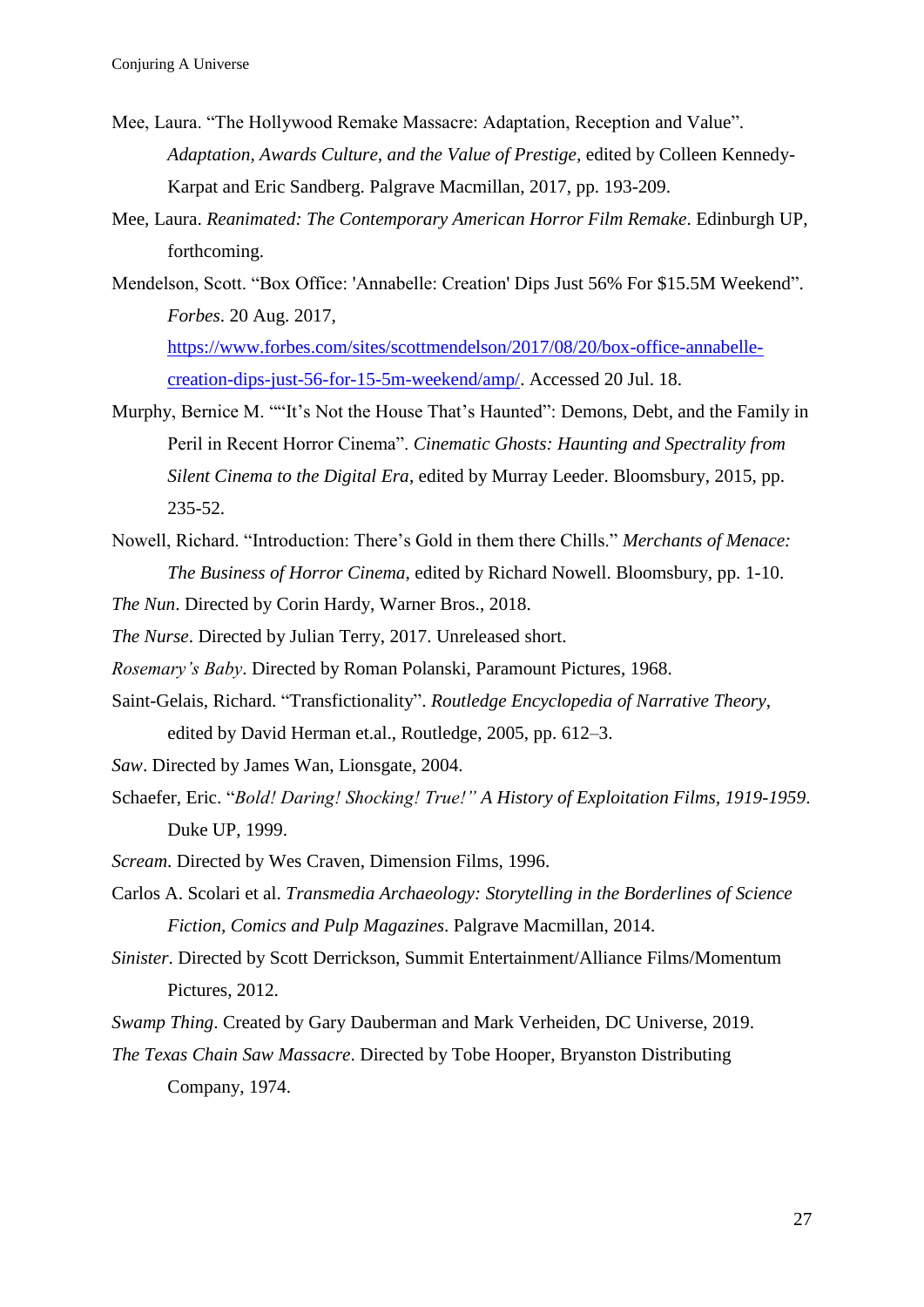Mee, Laura. “The Hollywood Remake Massacre: Adaptation, Reception and Value”. *Adaptation, Awards Culture, and the Value of Prestige*, edited by Colleen Kennedy-Karpat and Eric Sandberg. Palgrave Macmillan, 2017, pp. 193-209.

Mee, Laura. *Reanimated: The Contemporary American Horror Film Remake*. Edinburgh UP, forthcoming.

Mendelson, Scott. “Box Office: 'Annabelle: Creation' Dips Just 56% For $15.5M Weekend”. *Forbes*. 20 Aug. 2017, https://www.forbes.com/sites/scottmendelson/2017/08/20/box-office-annabelle-creation-dips-just-56-for-15-5m-weekend/amp/. Accessed 20 Jul. 18.

Murphy, Bernice M. ““It’s Not the House That’s Haunted”: Demons, Debt, and the Family in Peril in Recent Horror Cinema”. *Cinematic Ghosts: Haunting and Spectrality from Silent Cinema to the Digital Era*, edited by Murray Leeder. Bloomsbury, 2015, pp. 235-52.

Nowell, Richard. “Introduction: There’s Gold in them there Chills.” *Merchants of Menace: The Business of Horror Cinema*, edited by Richard Nowell. Bloomsbury, pp. 1-10.

*The Nun*. Directed by Corin Hardy, Warner Bros., 2018.

*The Nurse*. Directed by Julian Terry, 2017. Unreleased short.

*Rosemary’s Baby*. Directed by Roman Polanski, Paramount Pictures, 1968.

Saint-Gelais, Richard. “Transfictionality”. *Routledge Encyclopedia of Narrative Theory*, edited by David Herman et.al., Routledge, 2005, pp. 612–3.

*Saw*. Directed by James Wan, Lionsgate, 2004.

Schaefer, Eric. “*Bold! Daring! Shocking! True!” A History of Exploitation Films, 1919-1959*. Duke UP, 1999.

*Scream*. Directed by Wes Craven, Dimension Films, 1996.

Carlos A. Scolari et al. *Transmedia Archaeology: Storytelling in the Borderlines of Science Fiction, Comics and Pulp Magazines*. Palgrave Macmillan, 2014.

*Sinister*. Directed by Scott Derrickson, Summit Entertainment/Alliance Films/Momentum Pictures, 2012.

*Swamp Thing*. Created by Gary Dauberman and Mark Verheiden, DC Universe, 2019.

*The Texas Chain Saw Massacre*. Directed by Tobe Hooper, Bryanston Distributing Company, 1974.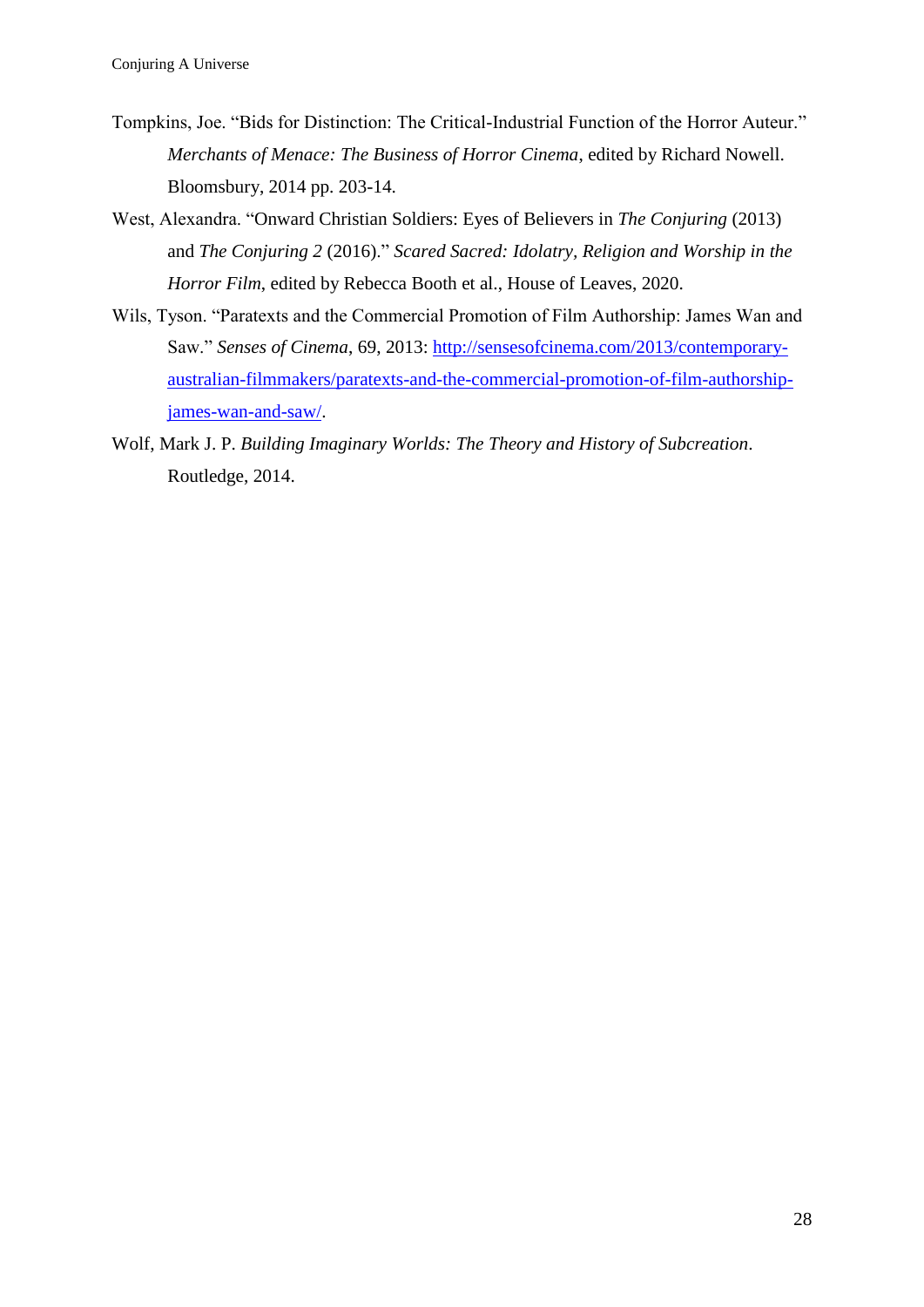Tompkins, Joe. “Bids for Distinction: The Critical-Industrial Function of the Horror Auteur.” *Merchants of Menace: The Business of Horror Cinema*, edited by Richard Nowell. Bloomsbury, 2014 pp. 203-14.

West, Alexandra. “Onward Christian Soldiers: Eyes of Believers in *The Conjuring* (2013) and *The Conjuring 2* (2016).” *Scared Sacred: Idolatry, Religion and Worship in the Horror Film*, edited by Rebecca Booth et al., House of Leaves, 2020.

Wils, Tyson. “Paratexts and the Commercial Promotion of Film Authorship: James Wan and Saw.” *Senses of Cinema*, 69, 2013: [http://sensesofcinema.com/2013/contemporary-australian-filmmakers/paratexts-and-the-commercial-promotion-of-film-authorship-james-wan-and-saw/](http://sensesofcinema.com/2013/contemporary-australian-filmmakers/paratexts-and-the-commercial-promotion-of-film-authorship-james-wan-and-saw/).

Wolf, Mark J. P. *Building Imaginary Worlds: The Theory and History of Subcreation*. Routledge, 2014.